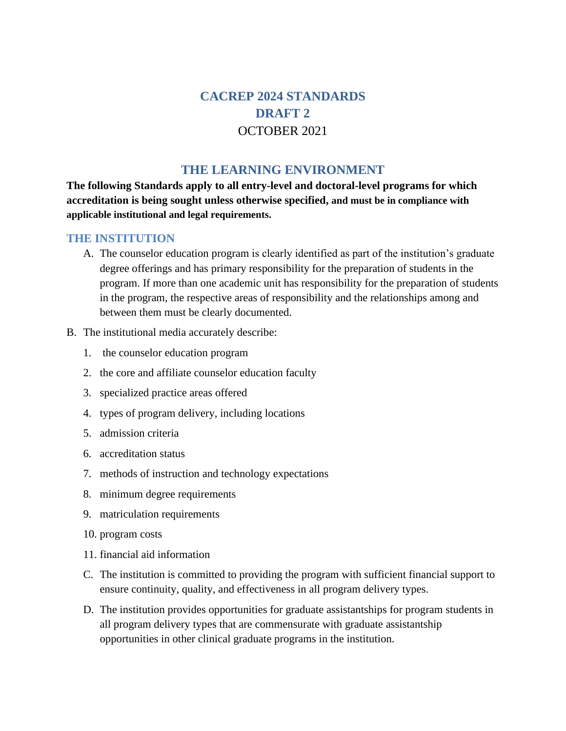# CACREP 2024 STANDARDS
# DRAFT 2
OCTOBER 2021

## THE LEARNING ENVIRONMENT

**The following Standards apply to all entry-level and doctoral-level programs for which accreditation is being sought unless otherwise specified, and must be in compliance with applicable institutional and legal requirements.**

### THE INSTITUTION

A. The counselor education program is clearly identified as part of the institution's graduate degree offerings and has primary responsibility for the preparation of students in the program. If more than one academic unit has responsibility for the preparation of students in the program, the respective areas of responsibility and the relationships among and between them must be clearly documented.

B. The institutional media accurately describe:
   1. the counselor education program
   2. the core and affiliate counselor education faculty
   3. specialized practice areas offered
   4. types of program delivery, including locations
   5. admission criteria
   6. accreditation status
   7. methods of instruction and technology expectations
   8. minimum degree requirements
   9. matriculation requirements
   10. program costs
   11. financial aid information

C. The institution is committed to providing the program with sufficient financial support to ensure continuity, quality, and effectiveness in all program delivery types.

D. The institution provides opportunities for graduate assistantships for program students in all program delivery types that are commensurate with graduate assistantship opportunities in other clinical graduate programs in the institution.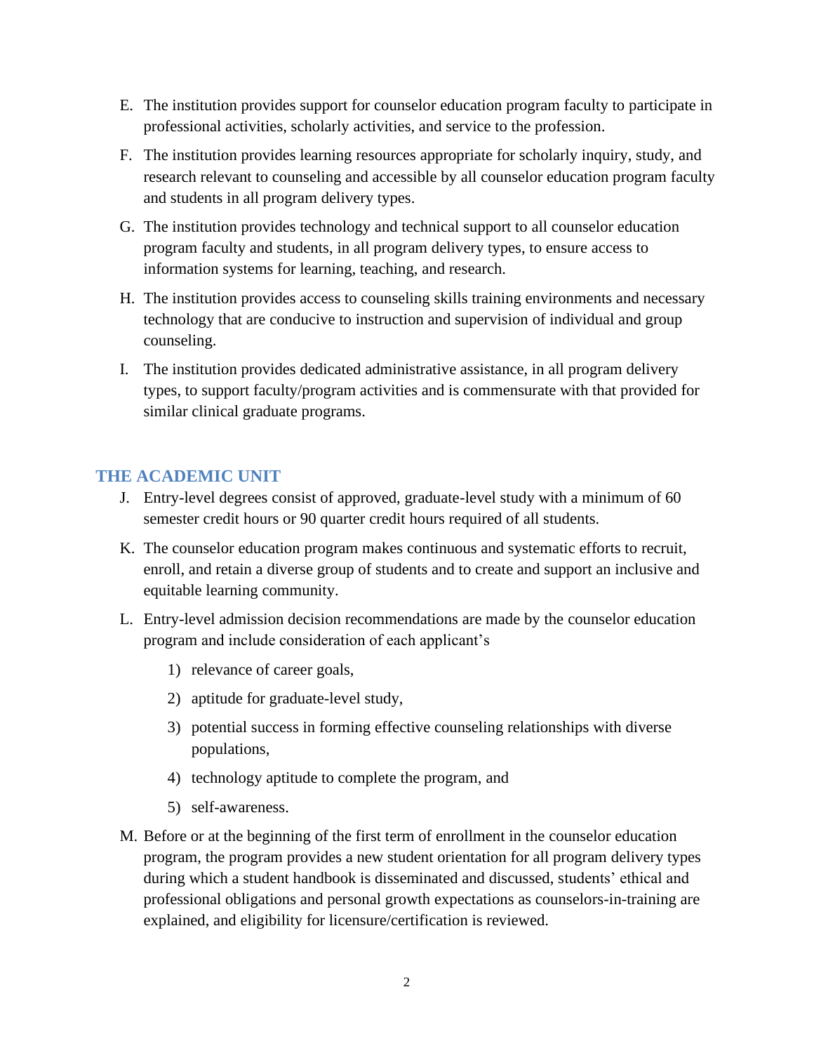E. The institution provides support for counselor education program faculty to participate in professional activities, scholarly activities, and service to the profession.

F. The institution provides learning resources appropriate for scholarly inquiry, study, and research relevant to counseling and accessible by all counselor education program faculty and students in all program delivery types.

G. The institution provides technology and technical support to all counselor education program faculty and students, in all program delivery types, to ensure access to information systems for learning, teaching, and research.

H. The institution provides access to counseling skills training environments and necessary technology that are conducive to instruction and supervision of individual and group counseling.

I. The institution provides dedicated administrative assistance, in all program delivery types, to support faculty/program activities and is commensurate with that provided for similar clinical graduate programs.

## THE ACADEMIC UNIT

J. Entry-level degrees consist of approved, graduate-level study with a minimum of 60 semester credit hours or 90 quarter credit hours required of all students.

K. The counselor education program makes continuous and systematic efforts to recruit, enroll, and retain a diverse group of students and to create and support an inclusive and equitable learning community.

L. Entry-level admission decision recommendations are made by the counselor education program and include consideration of each applicant's

   1) relevance of career goals,
   2) aptitude for graduate-level study,
   3) potential success in forming effective counseling relationships with diverse populations,
   4) technology aptitude to complete the program, and
   5) self-awareness.

M. Before or at the beginning of the first term of enrollment in the counselor education program, the program provides a new student orientation for all program delivery types during which a student handbook is disseminated and discussed, students' ethical and professional obligations and personal growth expectations as counselors-in-training are explained, and eligibility for licensure/certification is reviewed.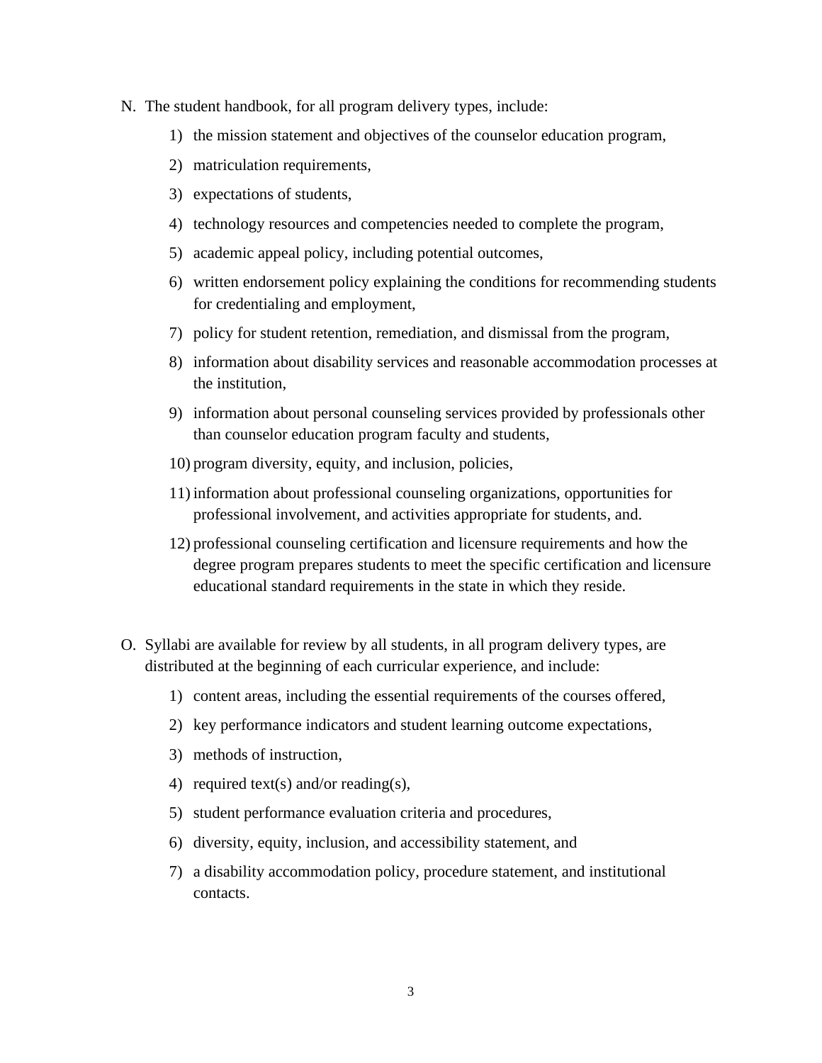N. The student handbook, for all program delivery types, include:

1) the mission statement and objectives of the counselor education program,
2) matriculation requirements,
3) expectations of students,
4) technology resources and competencies needed to complete the program,
5) academic appeal policy, including potential outcomes,
6) written endorsement policy explaining the conditions for recommending students for credentialing and employment,
7) policy for student retention, remediation, and dismissal from the program,
8) information about disability services and reasonable accommodation processes at the institution,
9) information about personal counseling services provided by professionals other than counselor education program faculty and students,
10) program diversity, equity, and inclusion, policies,
11) information about professional counseling organizations, opportunities for professional involvement, and activities appropriate for students, and.
12) professional counseling certification and licensure requirements and how the degree program prepares students to meet the specific certification and licensure educational standard requirements in the state in which they reside.

O. Syllabi are available for review by all students, in all program delivery types, are distributed at the beginning of each curricular experience, and include:

1) content areas, including the essential requirements of the courses offered,
2) key performance indicators and student learning outcome expectations,
3) methods of instruction,
4) required text(s) and/or reading(s),
5) student performance evaluation criteria and procedures,
6) diversity, equity, inclusion, and accessibility statement, and
7) a disability accommodation policy, procedure statement, and institutional contacts.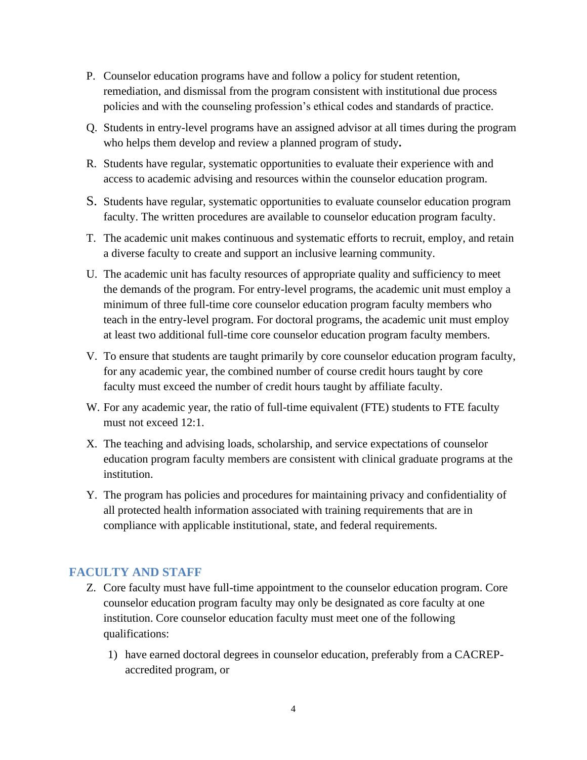P. Counselor education programs have and follow a policy for student retention, remediation, and dismissal from the program consistent with institutional due process policies and with the counseling profession's ethical codes and standards of practice.

Q. Students in entry-level programs have an assigned advisor at all times during the program who helps them develop and review a planned program of study**.**

R. Students have regular, systematic opportunities to evaluate their experience with and access to academic advising and resources within the counselor education program.

S. Students have regular, systematic opportunities to evaluate counselor education program faculty. The written procedures are available to counselor education program faculty.

T. The academic unit makes continuous and systematic efforts to recruit, employ, and retain a diverse faculty to create and support an inclusive learning community.

U. The academic unit has faculty resources of appropriate quality and sufficiency to meet the demands of the program. For entry-level programs, the academic unit must employ a minimum of three full-time core counselor education program faculty members who teach in the entry-level program. For doctoral programs, the academic unit must employ at least two additional full-time core counselor education program faculty members.

V. To ensure that students are taught primarily by core counselor education program faculty, for any academic year, the combined number of course credit hours taught by core faculty must exceed the number of credit hours taught by affiliate faculty.

W. For any academic year, the ratio of full-time equivalent (FTE) students to FTE faculty must not exceed 12:1.

X. The teaching and advising loads, scholarship, and service expectations of counselor education program faculty members are consistent with clinical graduate programs at the institution.

Y. The program has policies and procedures for maintaining privacy and confidentiality of all protected health information associated with training requirements that are in compliance with applicable institutional, state, and federal requirements.

## FACULTY AND STAFF

Z. Core faculty must have full-time appointment to the counselor education program. Core counselor education program faculty may only be designated as core faculty at one institution. Core counselor education faculty must meet one of the following qualifications:

1) have earned doctoral degrees in counselor education, preferably from a CACREP-accredited program, or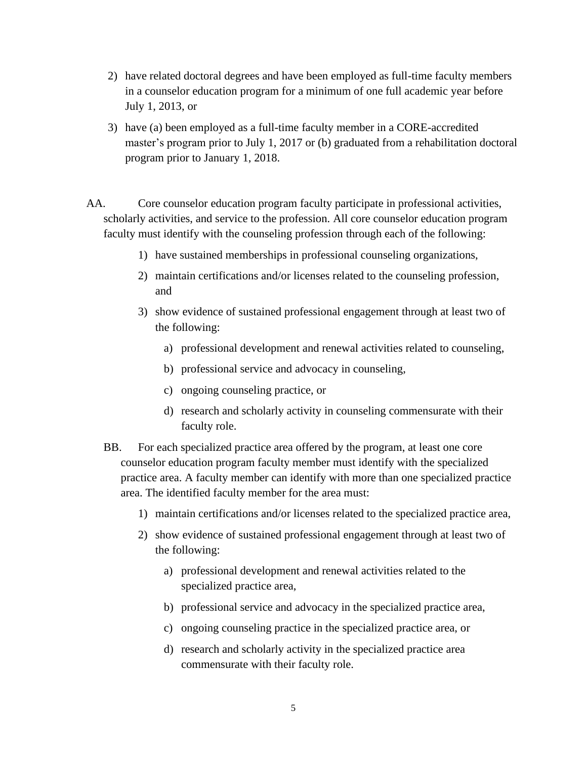2) have related doctoral degrees and have been employed as full-time faculty members in a counselor education program for a minimum of one full academic year before July 1, 2013, or

3) have (a) been employed as a full-time faculty member in a CORE-accredited master's program prior to July 1, 2017 or (b) graduated from a rehabilitation doctoral program prior to January 1, 2018.

AA. Core counselor education program faculty participate in professional activities, scholarly activities, and service to the profession. All core counselor education program faculty must identify with the counseling profession through each of the following:

1) have sustained memberships in professional counseling organizations,
2) maintain certifications and/or licenses related to the counseling profession, and
3) show evidence of sustained professional engagement through at least two of the following:
    a) professional development and renewal activities related to counseling,
    b) professional service and advocacy in counseling,
    c) ongoing counseling practice, or
    d) research and scholarly activity in counseling commensurate with their faculty role.

BB. For each specialized practice area offered by the program, at least one core counselor education program faculty member must identify with the specialized practice area. A faculty member can identify with more than one specialized practice area. The identified faculty member for the area must:

1) maintain certifications and/or licenses related to the specialized practice area,
2) show evidence of sustained professional engagement through at least two of the following:
    a) professional development and renewal activities related to the specialized practice area,
    b) professional service and advocacy in the specialized practice area,
    c) ongoing counseling practice in the specialized practice area, or
    d) research and scholarly activity in the specialized practice area commensurate with their faculty role.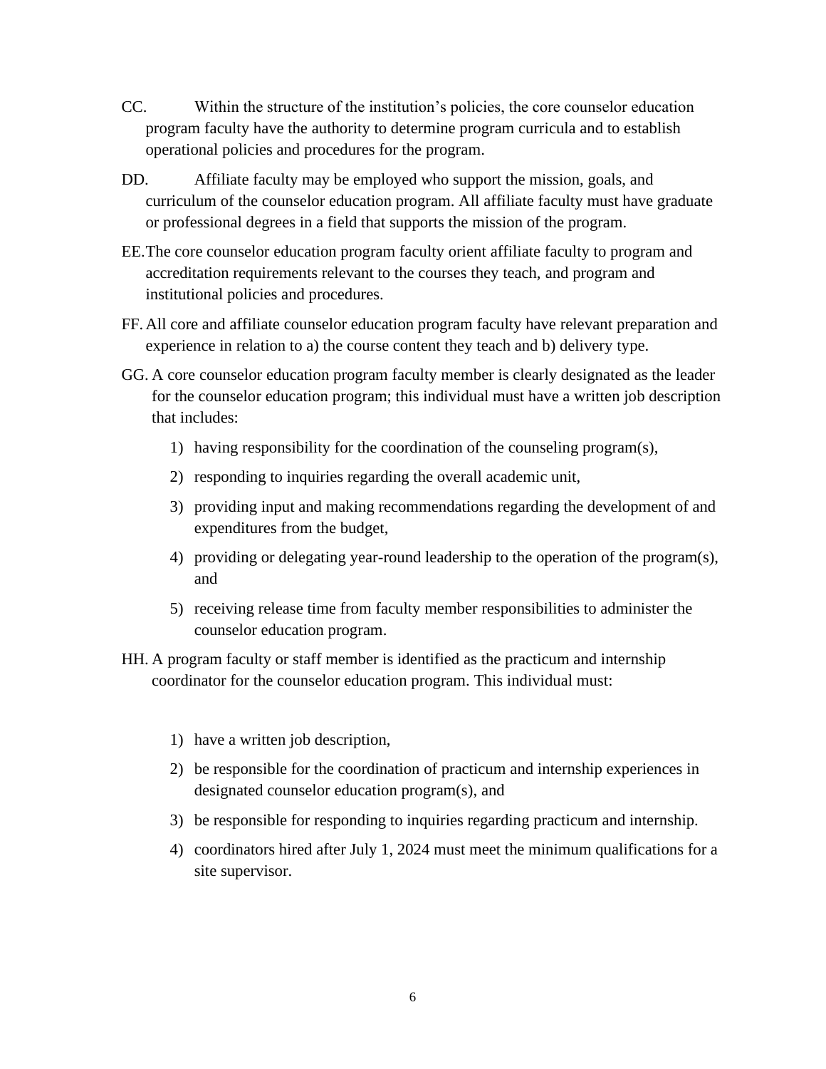CC. Within the structure of the institution's policies, the core counselor education program faculty have the authority to determine program curricula and to establish operational policies and procedures for the program.

DD. Affiliate faculty may be employed who support the mission, goals, and curriculum of the counselor education program. All affiliate faculty must have graduate or professional degrees in a field that supports the mission of the program.

EE. The core counselor education program faculty orient affiliate faculty to program and accreditation requirements relevant to the courses they teach, and program and institutional policies and procedures.

FF. All core and affiliate counselor education program faculty have relevant preparation and experience in relation to a) the course content they teach and b) delivery type.

GG. A core counselor education program faculty member is clearly designated as the leader for the counselor education program; this individual must have a written job description that includes:

1) having responsibility for the coordination of the counseling program(s),
2) responding to inquiries regarding the overall academic unit,
3) providing input and making recommendations regarding the development of and expenditures from the budget,
4) providing or delegating year-round leadership to the operation of the program(s), and
5) receiving release time from faculty member responsibilities to administer the counselor education program.

HH. A program faculty or staff member is identified as the practicum and internship coordinator for the counselor education program. This individual must:

1) have a written job description,
2) be responsible for the coordination of practicum and internship experiences in designated counselor education program(s), and
3) be responsible for responding to inquiries regarding practicum and internship.
4) coordinators hired after July 1, 2024 must meet the minimum qualifications for a site supervisor.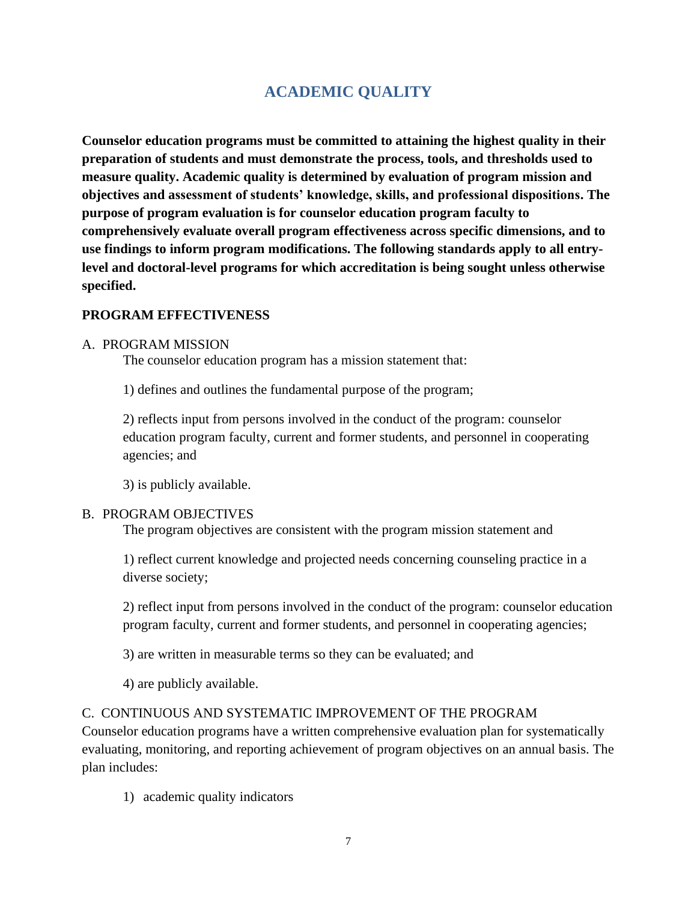# ACADEMIC QUALITY

**Counselor education programs must be committed to attaining the highest quality in their preparation of students and must demonstrate the process, tools, and thresholds used to measure quality. Academic quality is determined by evaluation of program mission and objectives and assessment of students' knowledge, skills, and professional dispositions. The purpose of program evaluation is for counselor education program faculty to comprehensively evaluate overall program effectiveness across specific dimensions, and to use findings to inform program modifications. The following standards apply to all entry-level and doctoral-level programs for which accreditation is being sought unless otherwise specified.**

## PROGRAM EFFECTIVENESS

A. PROGRAM MISSION

The counselor education program has a mission statement that:

1) defines and outlines the fundamental purpose of the program;

2) reflects input from persons involved in the conduct of the program: counselor education program faculty, current and former students, and personnel in cooperating agencies; and

3) is publicly available.

B. PROGRAM OBJECTIVES

The program objectives are consistent with the program mission statement and

1) reflect current knowledge and projected needs concerning counseling practice in a diverse society;

2) reflect input from persons involved in the conduct of the program: counselor education program faculty, current and former students, and personnel in cooperating agencies;

3) are written in measurable terms so they can be evaluated; and

4) are publicly available.

C. CONTINUOUS AND SYSTEMATIC IMPROVEMENT OF THE PROGRAM

Counselor education programs have a written comprehensive evaluation plan for systematically evaluating, monitoring, and reporting achievement of program objectives on an annual basis. The plan includes:

1) academic quality indicators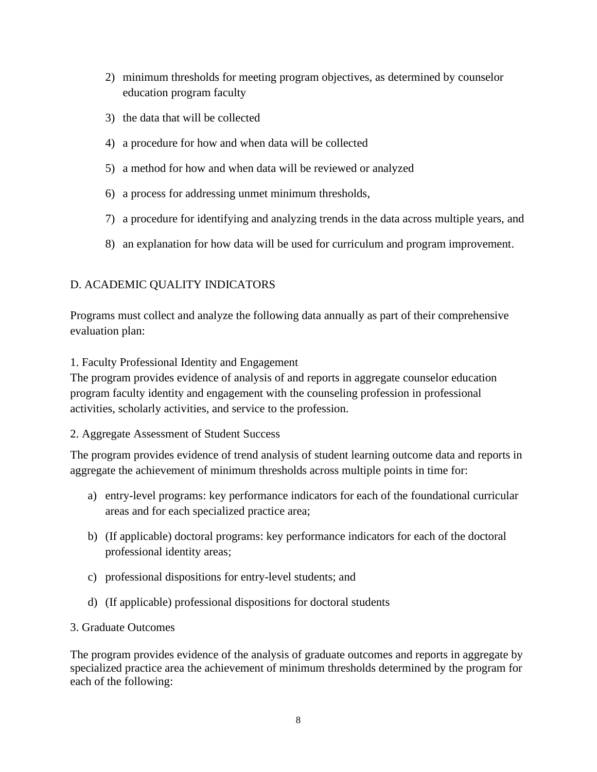2) minimum thresholds for meeting program objectives, as determined by counselor education program faculty
3) the data that will be collected
4) a procedure for how and when data will be collected
5) a method for how and when data will be reviewed or analyzed
6) a process for addressing unmet minimum thresholds,
7) a procedure for identifying and analyzing trends in the data across multiple years, and
8) an explanation for how data will be used for curriculum and program improvement.

## D. ACADEMIC QUALITY INDICATORS

Programs must collect and analyze the following data annually as part of their comprehensive evaluation plan:

### 1. Faculty Professional Identity and Engagement

The program provides evidence of analysis of and reports in aggregate counselor education program faculty identity and engagement with the counseling profession in professional activities, scholarly activities, and service to the profession.

### 2. Aggregate Assessment of Student Success

The program provides evidence of trend analysis of student learning outcome data and reports in aggregate the achievement of minimum thresholds across multiple points in time for:

a) entry-level programs: key performance indicators for each of the foundational curricular areas and for each specialized practice area;
b) (If applicable) doctoral programs: key performance indicators for each of the doctoral professional identity areas;
c) professional dispositions for entry-level students; and
d) (If applicable) professional dispositions for doctoral students

### 3. Graduate Outcomes

The program provides evidence of the analysis of graduate outcomes and reports in aggregate by specialized practice area the achievement of minimum thresholds determined by the program for each of the following: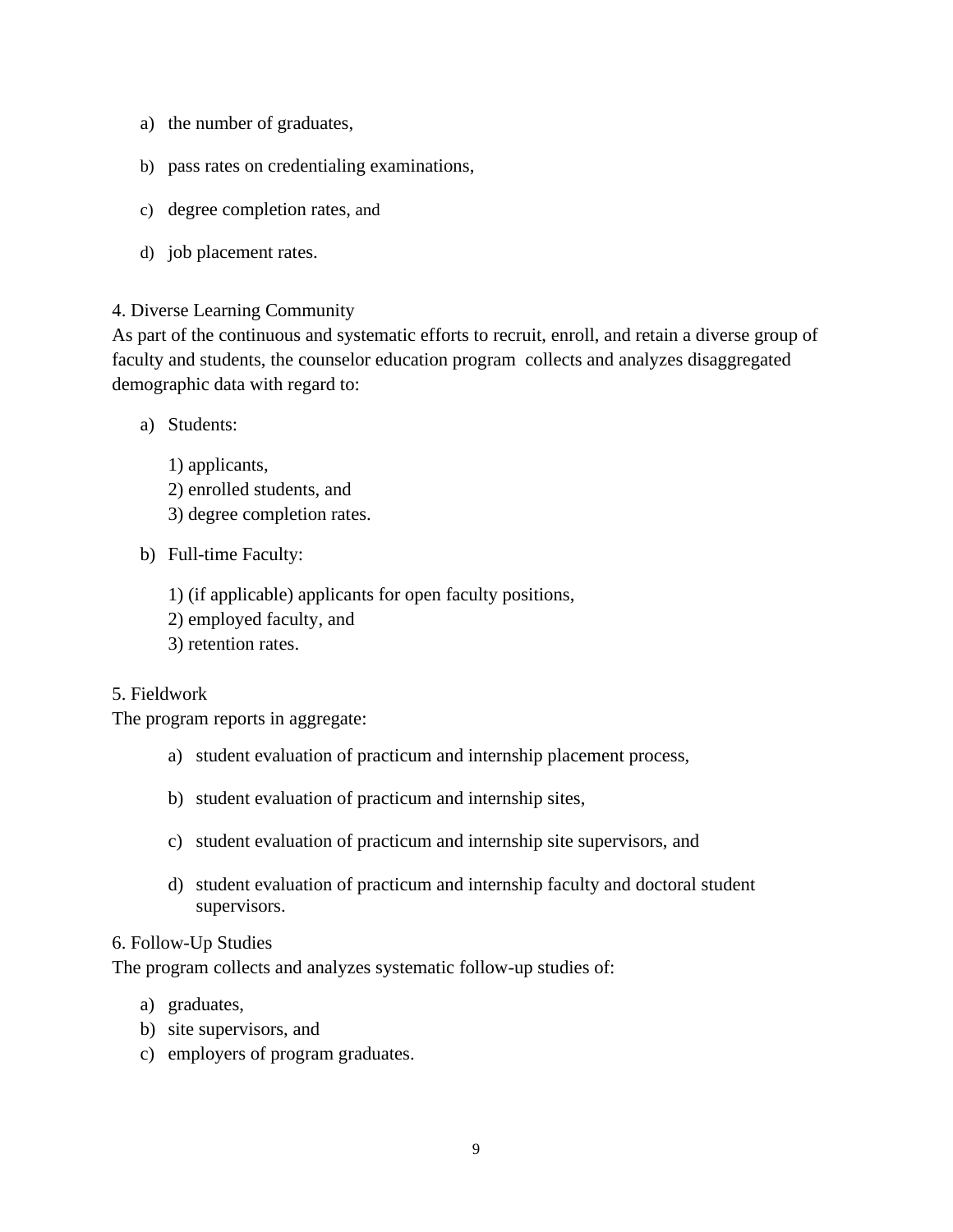a) the number of graduates,

b) pass rates on credentialing examinations,

c) degree completion rates, and

d) job placement rates.

4. Diverse Learning Community
As part of the continuous and systematic efforts to recruit, enroll, and retain a diverse group of faculty and students, the counselor education program collects and analyzes disaggregated demographic data with regard to:

a) Students:

 1) applicants,
 2) enrolled students, and
 3) degree completion rates.

b) Full-time Faculty:

 1) (if applicable) applicants for open faculty positions,
 2) employed faculty, and
 3) retention rates.

5. Fieldwork
The program reports in aggregate:

a) student evaluation of practicum and internship placement process,

b) student evaluation of practicum and internship sites,

c) student evaluation of practicum and internship site supervisors, and

d) student evaluation of practicum and internship faculty and doctoral student supervisors.

6. Follow-Up Studies
The program collects and analyzes systematic follow-up studies of:

a) graduates,
b) site supervisors, and
c) employers of program graduates.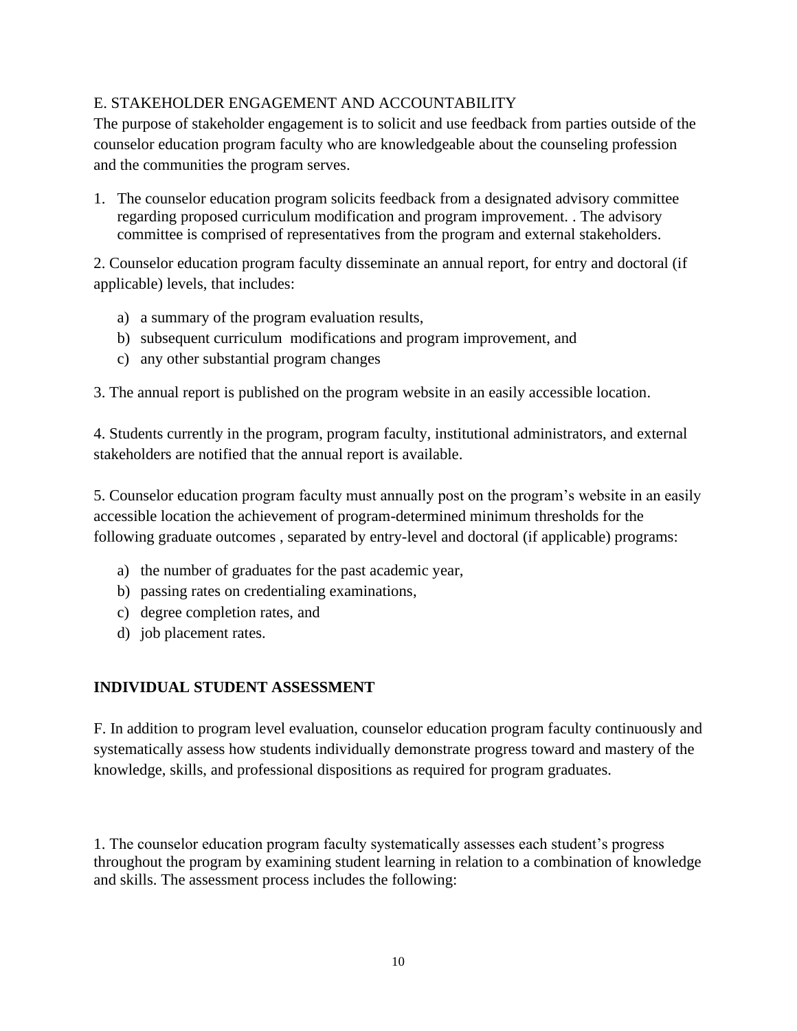E. STAKEHOLDER ENGAGEMENT AND ACCOUNTABILITY

The purpose of stakeholder engagement is to solicit and use feedback from parties outside of the counselor education program faculty who are knowledgeable about the counseling profession and the communities the program serves.

1. The counselor education program solicits feedback from a designated advisory committee regarding proposed curriculum modification and program improvement. . The advisory committee is comprised of representatives from the program and external stakeholders.

2. Counselor education program faculty disseminate an annual report, for entry and doctoral (if applicable) levels, that includes:

   a) a summary of the program evaluation results,
   b) subsequent curriculum modifications and program improvement, and
   c) any other substantial program changes

3. The annual report is published on the program website in an easily accessible location.

4. Students currently in the program, program faculty, institutional administrators, and external stakeholders are notified that the annual report is available.

5. Counselor education program faculty must annually post on the program's website in an easily accessible location the achievement of program-determined minimum thresholds for the following graduate outcomes , separated by entry-level and doctoral (if applicable) programs:

   a) the number of graduates for the past academic year,
   b) passing rates on credentialing examinations,
   c) degree completion rates, and
   d) job placement rates.

**INDIVIDUAL STUDENT ASSESSMENT**

F. In addition to program level evaluation, counselor education program faculty continuously and systematically assess how students individually demonstrate progress toward and mastery of the knowledge, skills, and professional dispositions as required for program graduates.

1. The counselor education program faculty systematically assesses each student's progress throughout the program by examining student learning in relation to a combination of knowledge and skills. The assessment process includes the following: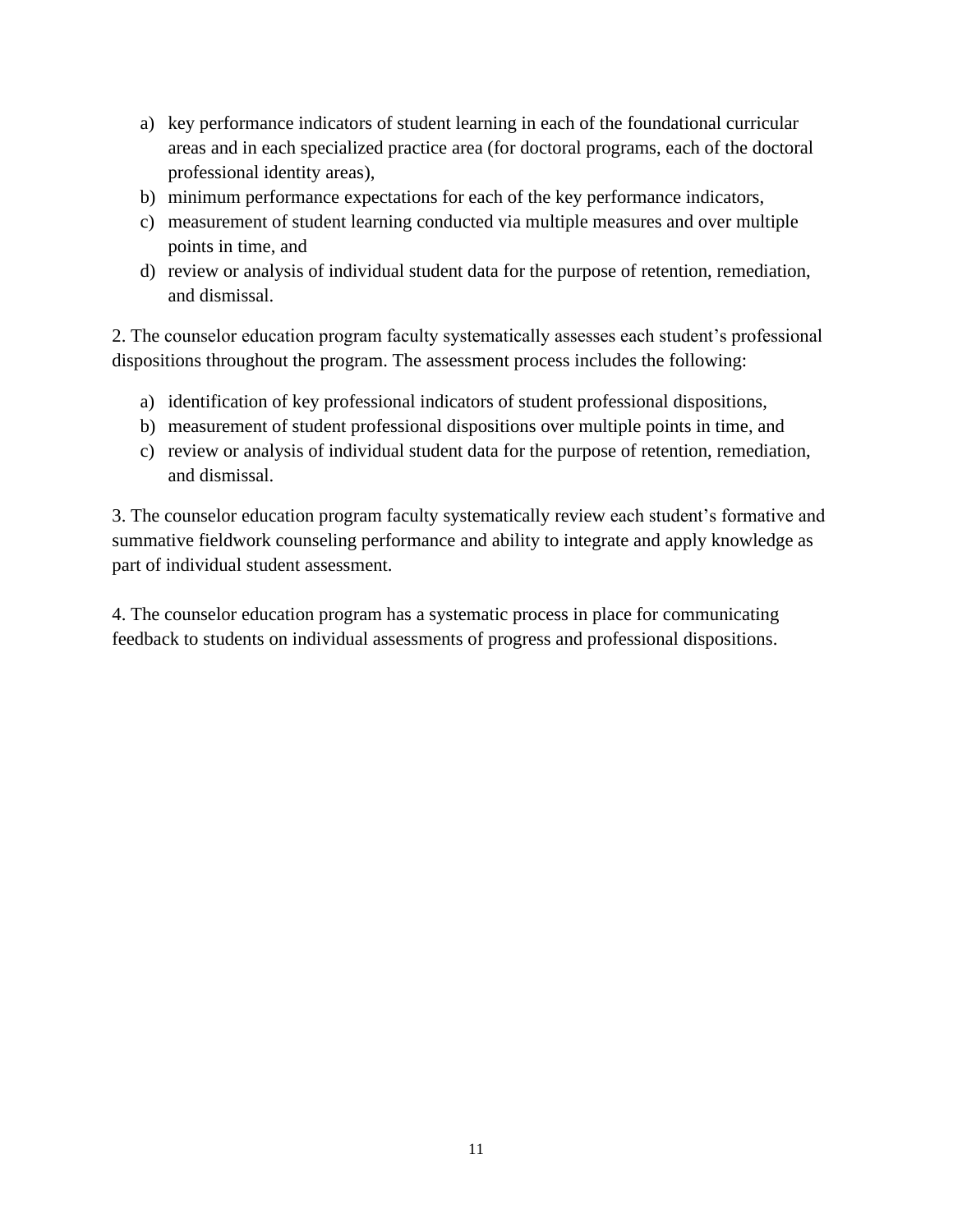a) key performance indicators of student learning in each of the foundational curricular areas and in each specialized practice area (for doctoral programs, each of the doctoral professional identity areas),
b) minimum performance expectations for each of the key performance indicators,
c) measurement of student learning conducted via multiple measures and over multiple points in time, and
d) review or analysis of individual student data for the purpose of retention, remediation, and dismissal.

2. The counselor education program faculty systematically assesses each student's professional dispositions throughout the program. The assessment process includes the following:

a) identification of key professional indicators of student professional dispositions,
b) measurement of student professional dispositions over multiple points in time, and
c) review or analysis of individual student data for the purpose of retention, remediation, and dismissal.

3. The counselor education program faculty systematically review each student's formative and summative fieldwork counseling performance and ability to integrate and apply knowledge as part of individual student assessment.

4. The counselor education program has a systematic process in place for communicating feedback to students on individual assessments of progress and professional dispositions.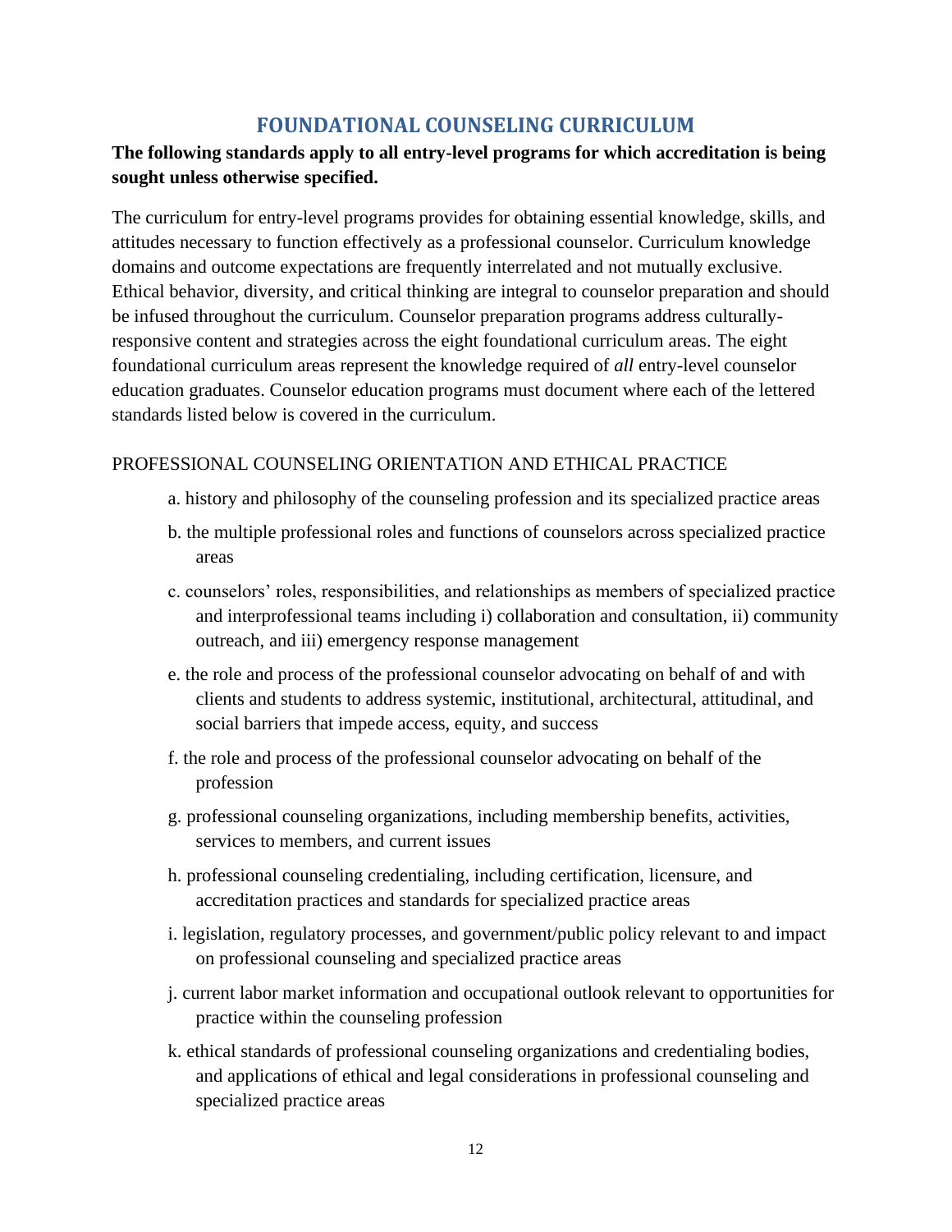## FOUNDATIONAL COUNSELING CURRICULUM

**The following standards apply to all entry-level programs for which accreditation is being sought unless otherwise specified.**

The curriculum for entry-level programs provides for obtaining essential knowledge, skills, and attitudes necessary to function effectively as a professional counselor. Curriculum knowledge domains and outcome expectations are frequently interrelated and not mutually exclusive. Ethical behavior, diversity, and critical thinking are integral to counselor preparation and should be infused throughout the curriculum. Counselor preparation programs address culturally-responsive content and strategies across the eight foundational curriculum areas. The eight foundational curriculum areas represent the knowledge required of *all* entry-level counselor education graduates. Counselor education programs must document where each of the lettered standards listed below is covered in the curriculum.

### PROFESSIONAL COUNSELING ORIENTATION AND ETHICAL PRACTICE

a. history and philosophy of the counseling profession and its specialized practice areas

b. the multiple professional roles and functions of counselors across specialized practice areas

c. counselors' roles, responsibilities, and relationships as members of specialized practice and interprofessional teams including i) collaboration and consultation, ii) community outreach, and iii) emergency response management

e. the role and process of the professional counselor advocating on behalf of and with clients and students to address systemic, institutional, architectural, attitudinal, and social barriers that impede access, equity, and success

f. the role and process of the professional counselor advocating on behalf of the profession

g. professional counseling organizations, including membership benefits, activities, services to members, and current issues

h. professional counseling credentialing, including certification, licensure, and accreditation practices and standards for specialized practice areas

i. legislation, regulatory processes, and government/public policy relevant to and impact on professional counseling and specialized practice areas

j. current labor market information and occupational outlook relevant to opportunities for practice within the counseling profession

k. ethical standards of professional counseling organizations and credentialing bodies, and applications of ethical and legal considerations in professional counseling and specialized practice areas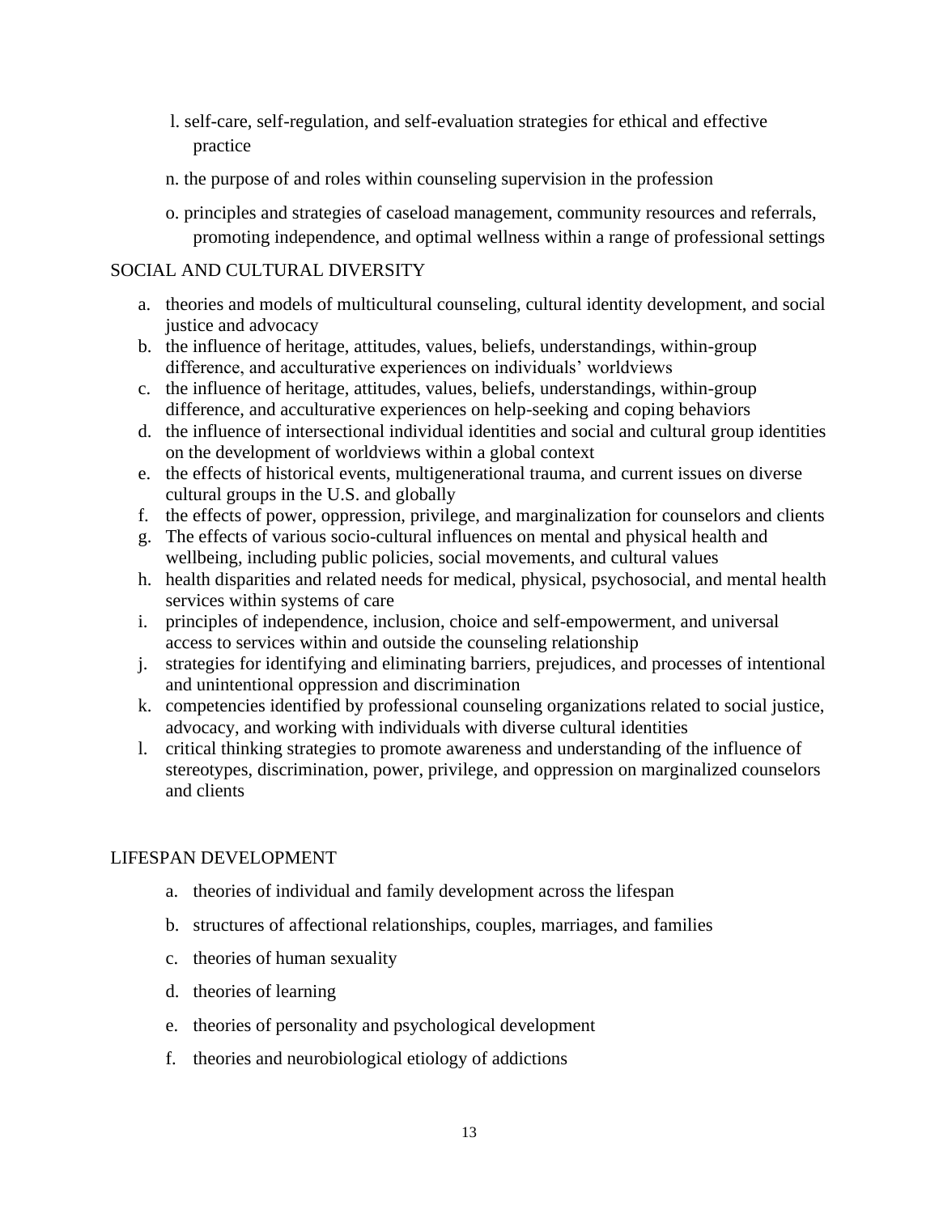l. self-care, self-regulation, and self-evaluation strategies for ethical and effective practice

n. the purpose of and roles within counseling supervision in the profession

o. principles and strategies of caseload management, community resources and referrals, promoting independence, and optimal wellness within a range of professional settings

SOCIAL AND CULTURAL DIVERSITY

a. theories and models of multicultural counseling, cultural identity development, and social justice and advocacy
b. the influence of heritage, attitudes, values, beliefs, understandings, within-group difference, and acculturative experiences on individuals' worldviews
c. the influence of heritage, attitudes, values, beliefs, understandings, within-group difference, and acculturative experiences on help-seeking and coping behaviors
d. the influence of intersectional individual identities and social and cultural group identities on the development of worldviews within a global context
e. the effects of historical events, multigenerational trauma, and current issues on diverse cultural groups in the U.S. and globally
f. the effects of power, oppression, privilege, and marginalization for counselors and clients
g. The effects of various socio-cultural influences on mental and physical health and wellbeing, including public policies, social movements, and cultural values
h. health disparities and related needs for medical, physical, psychosocial, and mental health services within systems of care
i. principles of independence, inclusion, choice and self-empowerment, and universal access to services within and outside the counseling relationship
j. strategies for identifying and eliminating barriers, prejudices, and processes of intentional and unintentional oppression and discrimination
k. competencies identified by professional counseling organizations related to social justice, advocacy, and working with individuals with diverse cultural identities
l. critical thinking strategies to promote awareness and understanding of the influence of stereotypes, discrimination, power, privilege, and oppression on marginalized counselors and clients

LIFESPAN DEVELOPMENT

a. theories of individual and family development across the lifespan
b. structures of affectional relationships, couples, marriages, and families
c. theories of human sexuality
d. theories of learning
e. theories of personality and psychological development
f. theories and neurobiological etiology of addictions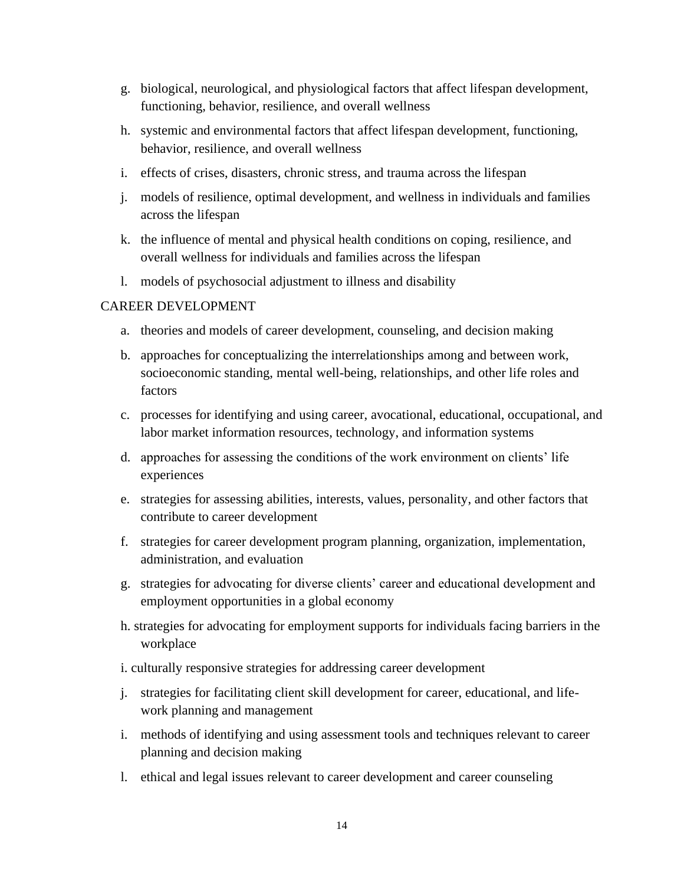g. biological, neurological, and physiological factors that affect lifespan development, functioning, behavior, resilience, and overall wellness
h. systemic and environmental factors that affect lifespan development, functioning, behavior, resilience, and overall wellness
i. effects of crises, disasters, chronic stress, and trauma across the lifespan
j. models of resilience, optimal development, and wellness in individuals and families across the lifespan
k. the influence of mental and physical health conditions on coping, resilience, and overall wellness for individuals and families across the lifespan
l. models of psychosocial adjustment to illness and disability

CAREER DEVELOPMENT

a. theories and models of career development, counseling, and decision making
b. approaches for conceptualizing the interrelationships among and between work, socioeconomic standing, mental well-being, relationships, and other life roles and factors
c. processes for identifying and using career, avocational, educational, occupational, and labor market information resources, technology, and information systems
d. approaches for assessing the conditions of the work environment on clients' life experiences
e. strategies for assessing abilities, interests, values, personality, and other factors that contribute to career development
f. strategies for career development program planning, organization, implementation, administration, and evaluation
g. strategies for advocating for diverse clients' career and educational development and employment opportunities in a global economy
h. strategies for advocating for employment supports for individuals facing barriers in the workplace
i. culturally responsive strategies for addressing career development
j. strategies for facilitating client skill development for career, educational, and life-work planning and management
i. methods of identifying and using assessment tools and techniques relevant to career planning and decision making
l. ethical and legal issues relevant to career development and career counseling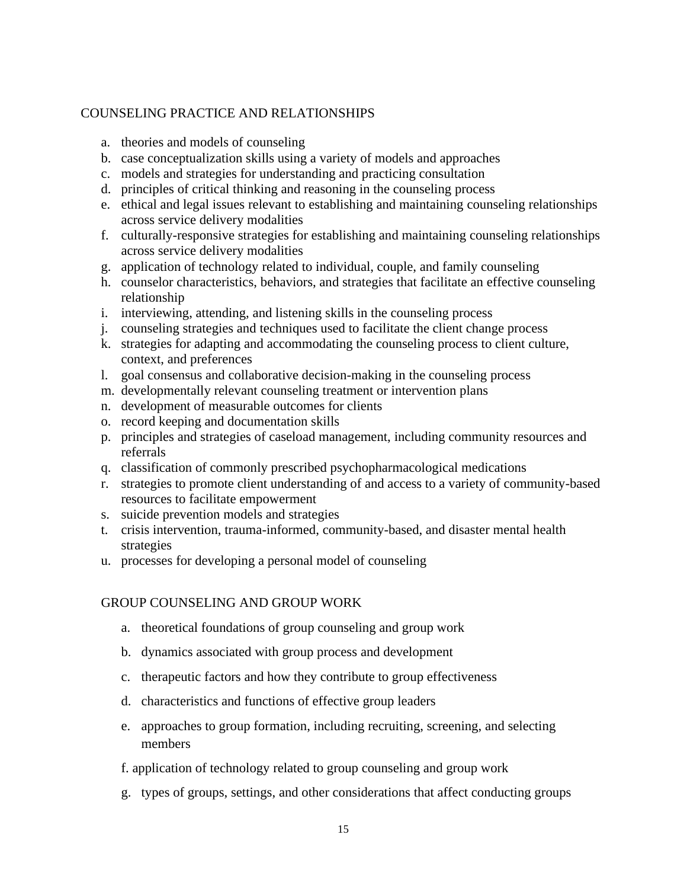## COUNSELING PRACTICE AND RELATIONSHIPS

a. theories and models of counseling
b. case conceptualization skills using a variety of models and approaches
c. models and strategies for understanding and practicing consultation
d. principles of critical thinking and reasoning in the counseling process
e. ethical and legal issues relevant to establishing and maintaining counseling relationships across service delivery modalities
f. culturally-responsive strategies for establishing and maintaining counseling relationships across service delivery modalities
g. application of technology related to individual, couple, and family counseling
h. counselor characteristics, behaviors, and strategies that facilitate an effective counseling relationship
i. interviewing, attending, and listening skills in the counseling process
j. counseling strategies and techniques used to facilitate the client change process
k. strategies for adapting and accommodating the counseling process to client culture, context, and preferences
l. goal consensus and collaborative decision-making in the counseling process
m. developmentally relevant counseling treatment or intervention plans
n. development of measurable outcomes for clients
o. record keeping and documentation skills
p. principles and strategies of caseload management, including community resources and referrals
q. classification of commonly prescribed psychopharmacological medications
r. strategies to promote client understanding of and access to a variety of community-based resources to facilitate empowerment
s. suicide prevention models and strategies
t. crisis intervention, trauma-informed, community-based, and disaster mental health strategies
u. processes for developing a personal model of counseling

## GROUP COUNSELING AND GROUP WORK

a. theoretical foundations of group counseling and group work
b. dynamics associated with group process and development
c. therapeutic factors and how they contribute to group effectiveness
d. characteristics and functions of effective group leaders
e. approaches to group formation, including recruiting, screening, and selecting members
f. application of technology related to group counseling and group work
g. types of groups, settings, and other considerations that affect conducting groups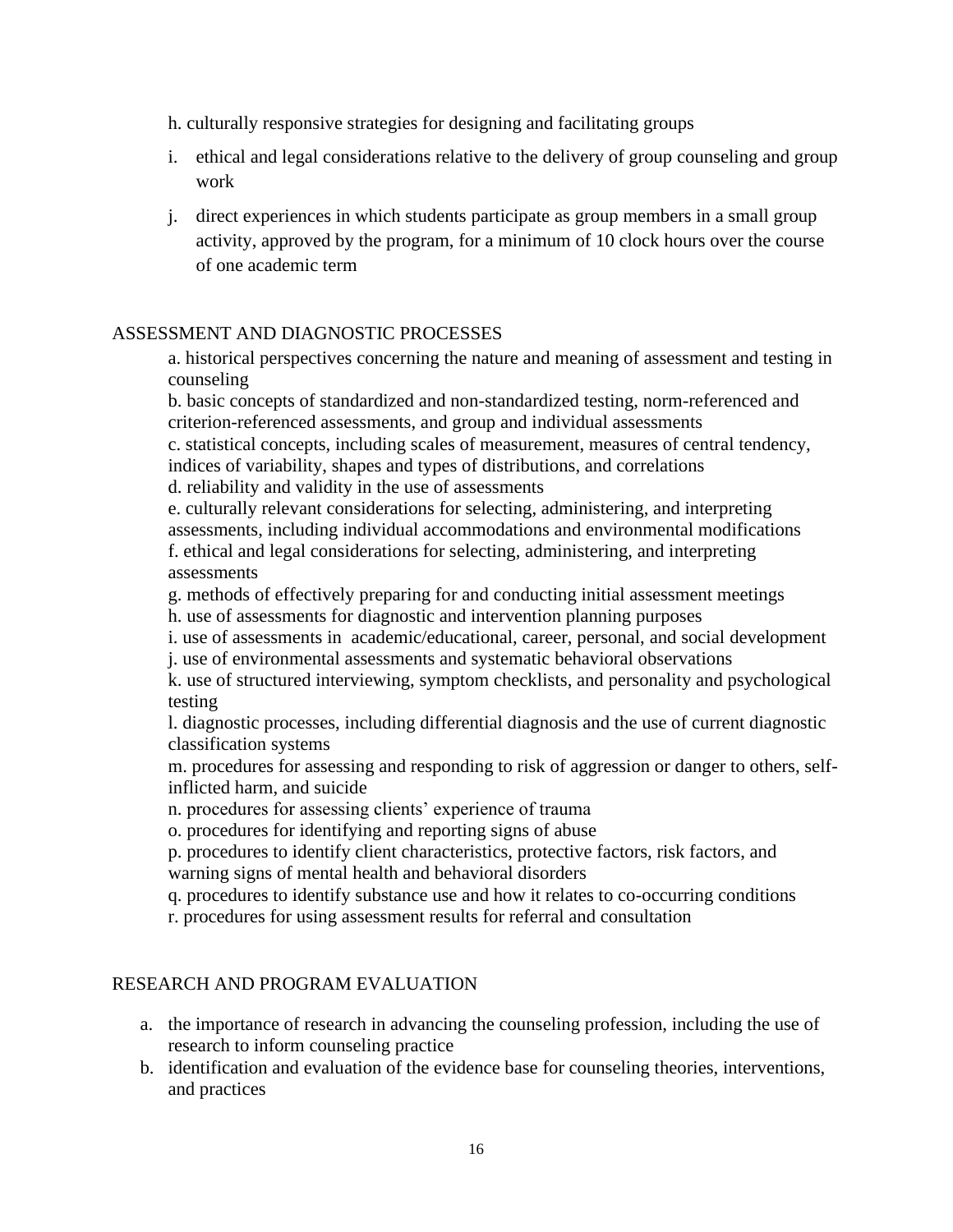h. culturally responsive strategies for designing and facilitating groups

i. ethical and legal considerations relative to the delivery of group counseling and group work

j. direct experiences in which students participate as group members in a small group activity, approved by the program, for a minimum of 10 clock hours over the course of one academic term

## ASSESSMENT AND DIAGNOSTIC PROCESSES

a. historical perspectives concerning the nature and meaning of assessment and testing in counseling
b. basic concepts of standardized and non-standardized testing, norm-referenced and criterion-referenced assessments, and group and individual assessments
c. statistical concepts, including scales of measurement, measures of central tendency, indices of variability, shapes and types of distributions, and correlations
d. reliability and validity in the use of assessments
e. culturally relevant considerations for selecting, administering, and interpreting assessments, including individual accommodations and environmental modifications
f. ethical and legal considerations for selecting, administering, and interpreting assessments
g. methods of effectively preparing for and conducting initial assessment meetings
h. use of assessments for diagnostic and intervention planning purposes
i. use of assessments in academic/educational, career, personal, and social development
j. use of environmental assessments and systematic behavioral observations
k. use of structured interviewing, symptom checklists, and personality and psychological testing
l. diagnostic processes, including differential diagnosis and the use of current diagnostic classification systems
m. procedures for assessing and responding to risk of aggression or danger to others, self-inflicted harm, and suicide
n. procedures for assessing clients' experience of trauma
o. procedures for identifying and reporting signs of abuse
p. procedures to identify client characteristics, protective factors, risk factors, and warning signs of mental health and behavioral disorders
q. procedures to identify substance use and how it relates to co-occurring conditions
r. procedures for using assessment results for referral and consultation

## RESEARCH AND PROGRAM EVALUATION

a. the importance of research in advancing the counseling profession, including the use of research to inform counseling practice
b. identification and evaluation of the evidence base for counseling theories, interventions, and practices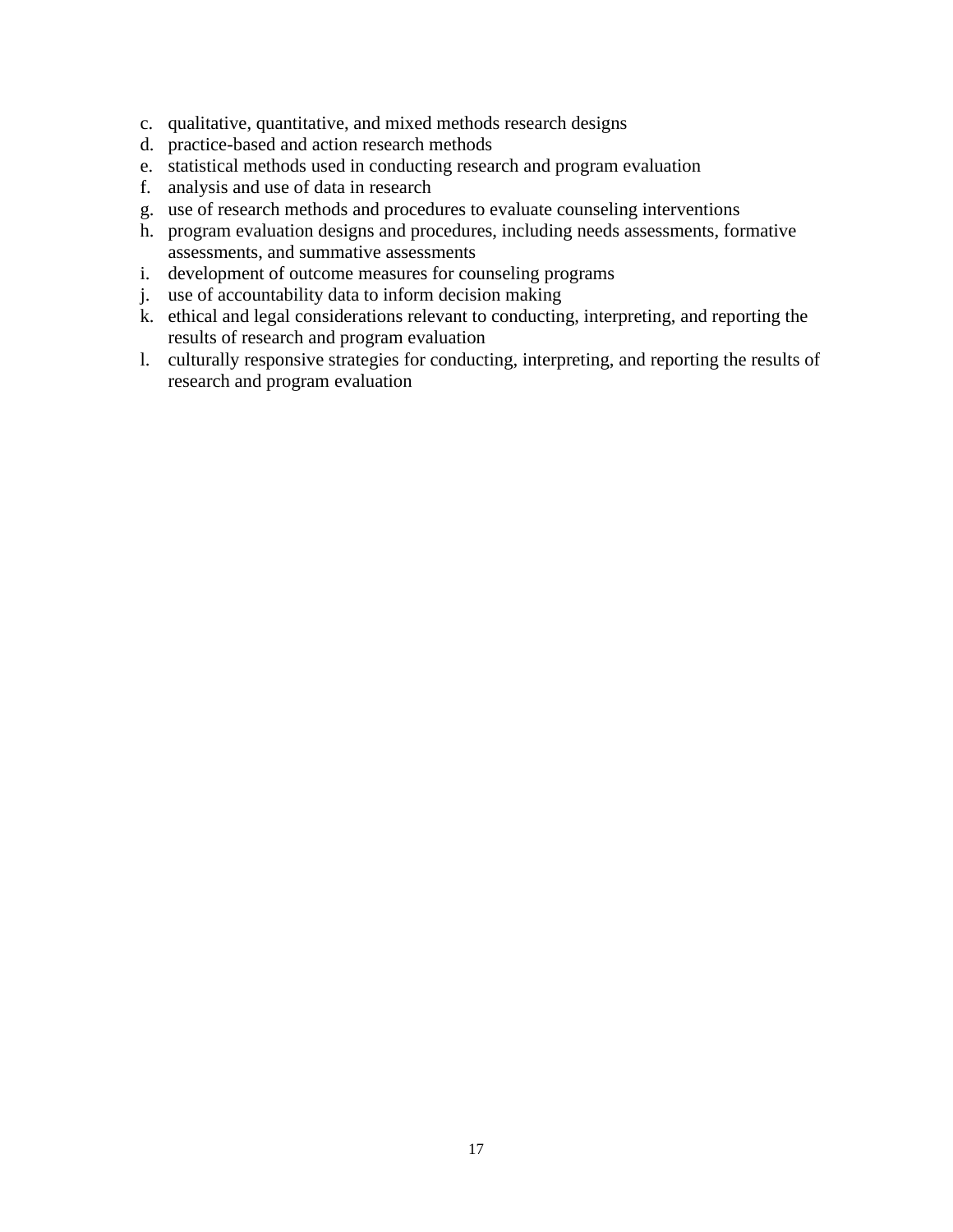c. qualitative, quantitative, and mixed methods research designs
d. practice-based and action research methods
e. statistical methods used in conducting research and program evaluation
f. analysis and use of data in research
g. use of research methods and procedures to evaluate counseling interventions
h. program evaluation designs and procedures, including needs assessments, formative assessments, and summative assessments
i. development of outcome measures for counseling programs
j. use of accountability data to inform decision making
k. ethical and legal considerations relevant to conducting, interpreting, and reporting the results of research and program evaluation
l. culturally responsive strategies for conducting, interpreting, and reporting the results of research and program evaluation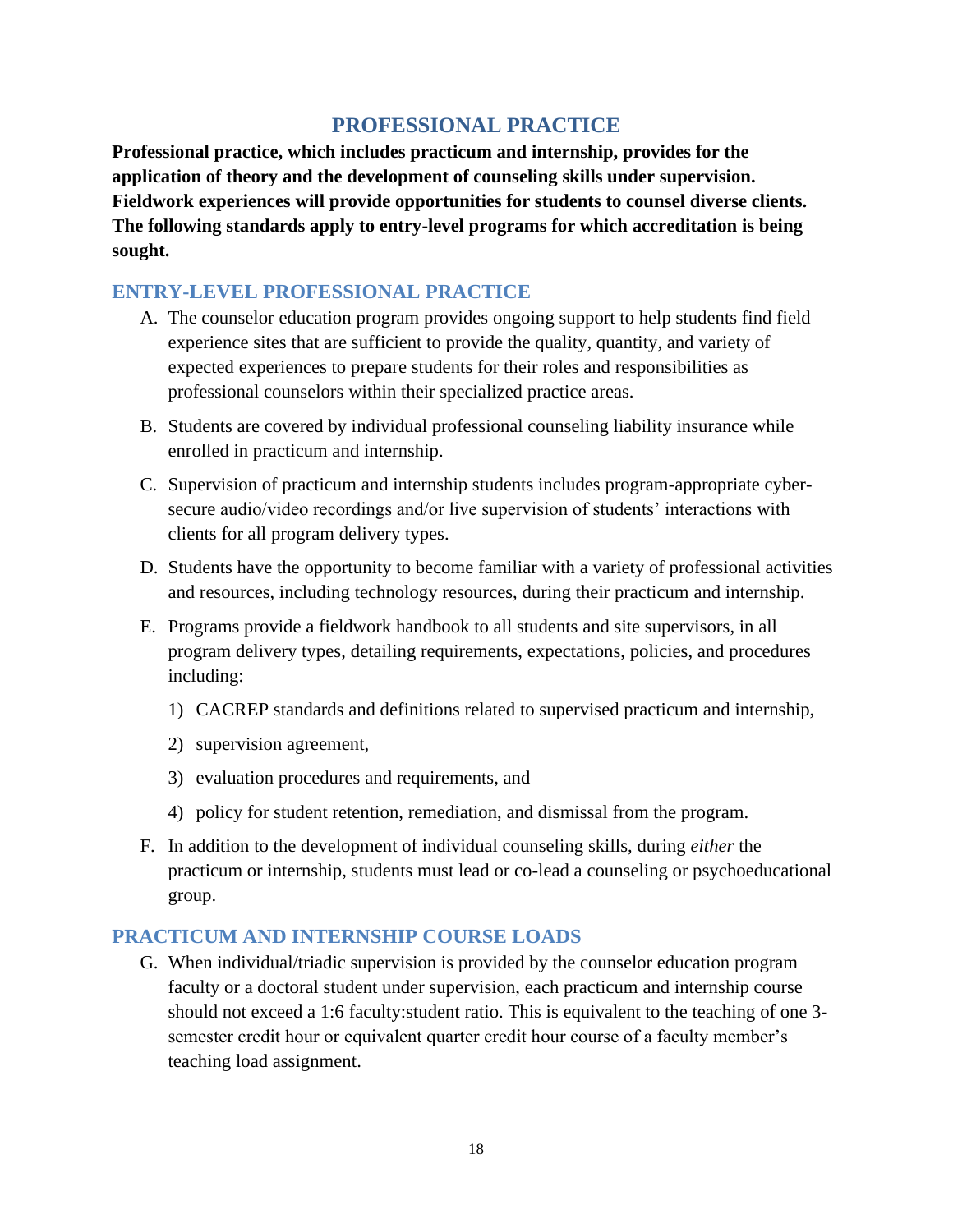## PROFESSIONAL PRACTICE

**Professional practice, which includes practicum and internship, provides for the application of theory and the development of counseling skills under supervision. Fieldwork experiences will provide opportunities for students to counsel diverse clients. The following standards apply to entry-level programs for which accreditation is being sought.**

### ENTRY-LEVEL PROFESSIONAL PRACTICE

A. The counselor education program provides ongoing support to help students find field experience sites that are sufficient to provide the quality, quantity, and variety of expected experiences to prepare students for their roles and responsibilities as professional counselors within their specialized practice areas.

B. Students are covered by individual professional counseling liability insurance while enrolled in practicum and internship.

C. Supervision of practicum and internship students includes program-appropriate cyber-secure audio/video recordings and/or live supervision of students' interactions with clients for all program delivery types.

D. Students have the opportunity to become familiar with a variety of professional activities and resources, including technology resources, during their practicum and internship.

E. Programs provide a fieldwork handbook to all students and site supervisors, in all program delivery types, detailing requirements, expectations, policies, and procedures including:

   1) CACREP standards and definitions related to supervised practicum and internship,

   2) supervision agreement,

   3) evaluation procedures and requirements, and

   4) policy for student retention, remediation, and dismissal from the program.

F. In addition to the development of individual counseling skills, during *either* the practicum or internship, students must lead or co-lead a counseling or psychoeducational group.

### PRACTICUM AND INTERNSHIP COURSE LOADS

G. When individual/triadic supervision is provided by the counselor education program faculty or a doctoral student under supervision, each practicum and internship course should not exceed a 1:6 faculty:student ratio. This is equivalent to the teaching of one 3-semester credit hour or equivalent quarter credit hour course of a faculty member's teaching load assignment.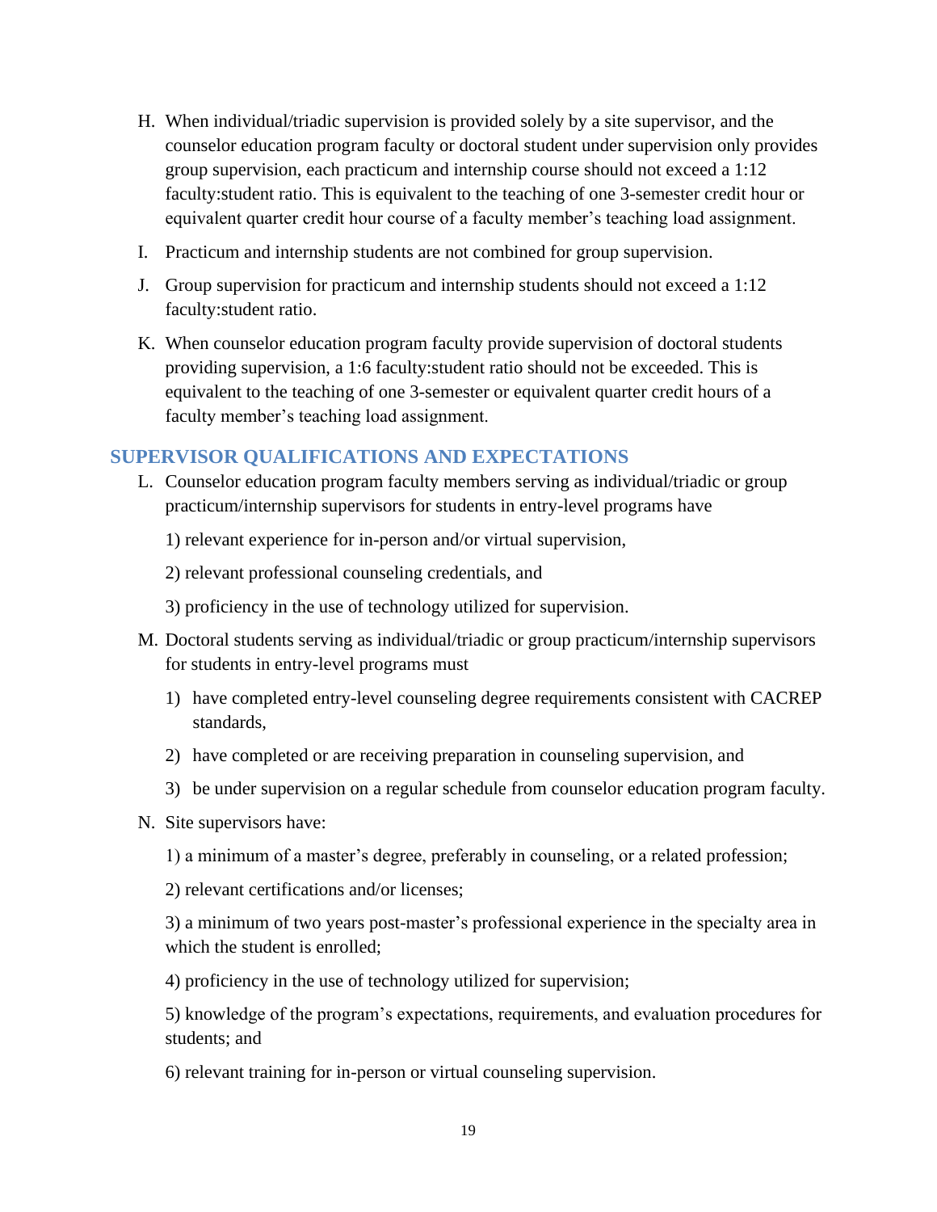H. When individual/triadic supervision is provided solely by a site supervisor, and the counselor education program faculty or doctoral student under supervision only provides group supervision, each practicum and internship course should not exceed a 1:12 faculty:student ratio. This is equivalent to the teaching of one 3-semester credit hour or equivalent quarter credit hour course of a faculty member's teaching load assignment.

I. Practicum and internship students are not combined for group supervision.

J. Group supervision for practicum and internship students should not exceed a 1:12 faculty:student ratio.

K. When counselor education program faculty provide supervision of doctoral students providing supervision, a 1:6 faculty:student ratio should not be exceeded. This is equivalent to the teaching of one 3-semester or equivalent quarter credit hours of a faculty member's teaching load assignment.

## SUPERVISOR QUALIFICATIONS AND EXPECTATIONS

L. Counselor education program faculty members serving as individual/triadic or group practicum/internship supervisors for students in entry-level programs have

1) relevant experience for in-person and/or virtual supervision,

2) relevant professional counseling credentials, and

3) proficiency in the use of technology utilized for supervision.

M. Doctoral students serving as individual/triadic or group practicum/internship supervisors for students in entry-level programs must

1) have completed entry-level counseling degree requirements consistent with CACREP standards,
2) have completed or are receiving preparation in counseling supervision, and
3) be under supervision on a regular schedule from counselor education program faculty.

N. Site supervisors have:

1) a minimum of a master's degree, preferably in counseling, or a related profession;

2) relevant certifications and/or licenses;

3) a minimum of two years post-master's professional experience in the specialty area in which the student is enrolled;

4) proficiency in the use of technology utilized for supervision;

5) knowledge of the program's expectations, requirements, and evaluation procedures for students; and

6) relevant training for in-person or virtual counseling supervision.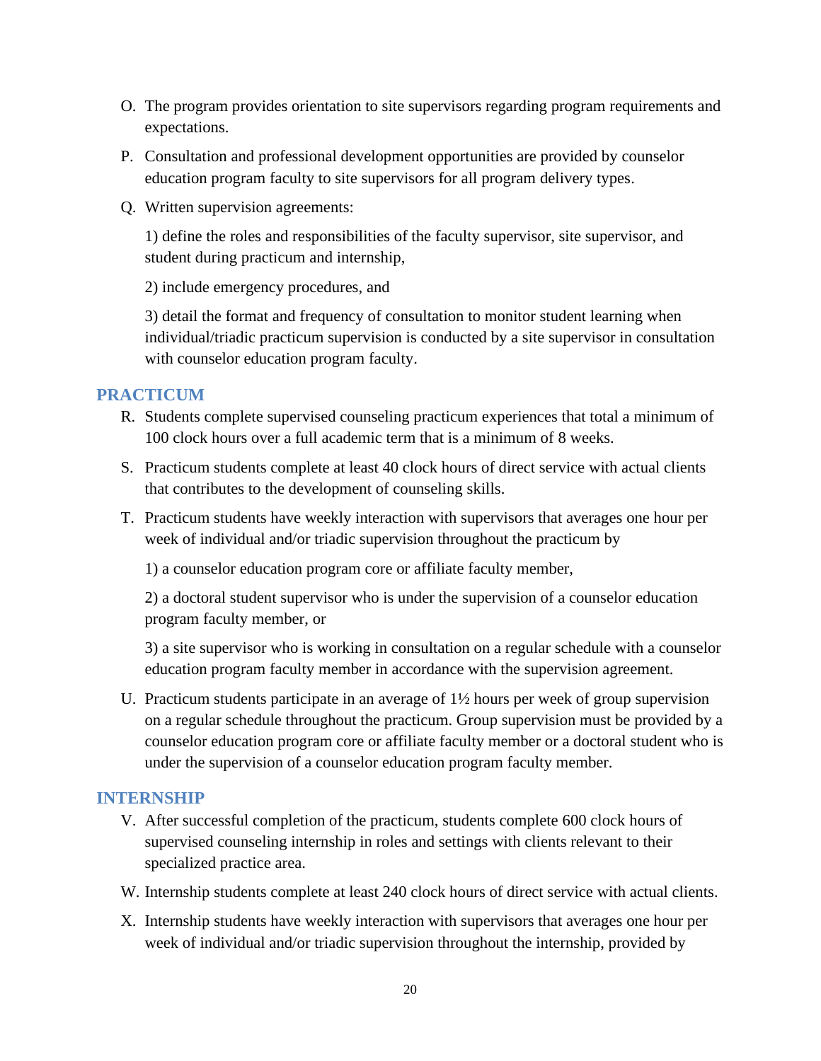O. The program provides orientation to site supervisors regarding program requirements and expectations.

P. Consultation and professional development opportunities are provided by counselor education program faculty to site supervisors for all program delivery types.

Q. Written supervision agreements:

1) define the roles and responsibilities of the faculty supervisor, site supervisor, and student during practicum and internship,

2) include emergency procedures, and

3) detail the format and frequency of consultation to monitor student learning when individual/triadic practicum supervision is conducted by a site supervisor in consultation with counselor education program faculty.

## PRACTICUM

R. Students complete supervised counseling practicum experiences that total a minimum of 100 clock hours over a full academic term that is a minimum of 8 weeks.

S. Practicum students complete at least 40 clock hours of direct service with actual clients that contributes to the development of counseling skills.

T. Practicum students have weekly interaction with supervisors that averages one hour per week of individual and/or triadic supervision throughout the practicum by

1) a counselor education program core or affiliate faculty member,

2) a doctoral student supervisor who is under the supervision of a counselor education program faculty member, or

3) a site supervisor who is working in consultation on a regular schedule with a counselor education program faculty member in accordance with the supervision agreement.

U. Practicum students participate in an average of 1½ hours per week of group supervision on a regular schedule throughout the practicum. Group supervision must be provided by a counselor education program core or affiliate faculty member or a doctoral student who is under the supervision of a counselor education program faculty member.

## INTERNSHIP

V. After successful completion of the practicum, students complete 600 clock hours of supervised counseling internship in roles and settings with clients relevant to their specialized practice area.

W. Internship students complete at least 240 clock hours of direct service with actual clients.

X. Internship students have weekly interaction with supervisors that averages one hour per week of individual and/or triadic supervision throughout the internship, provided by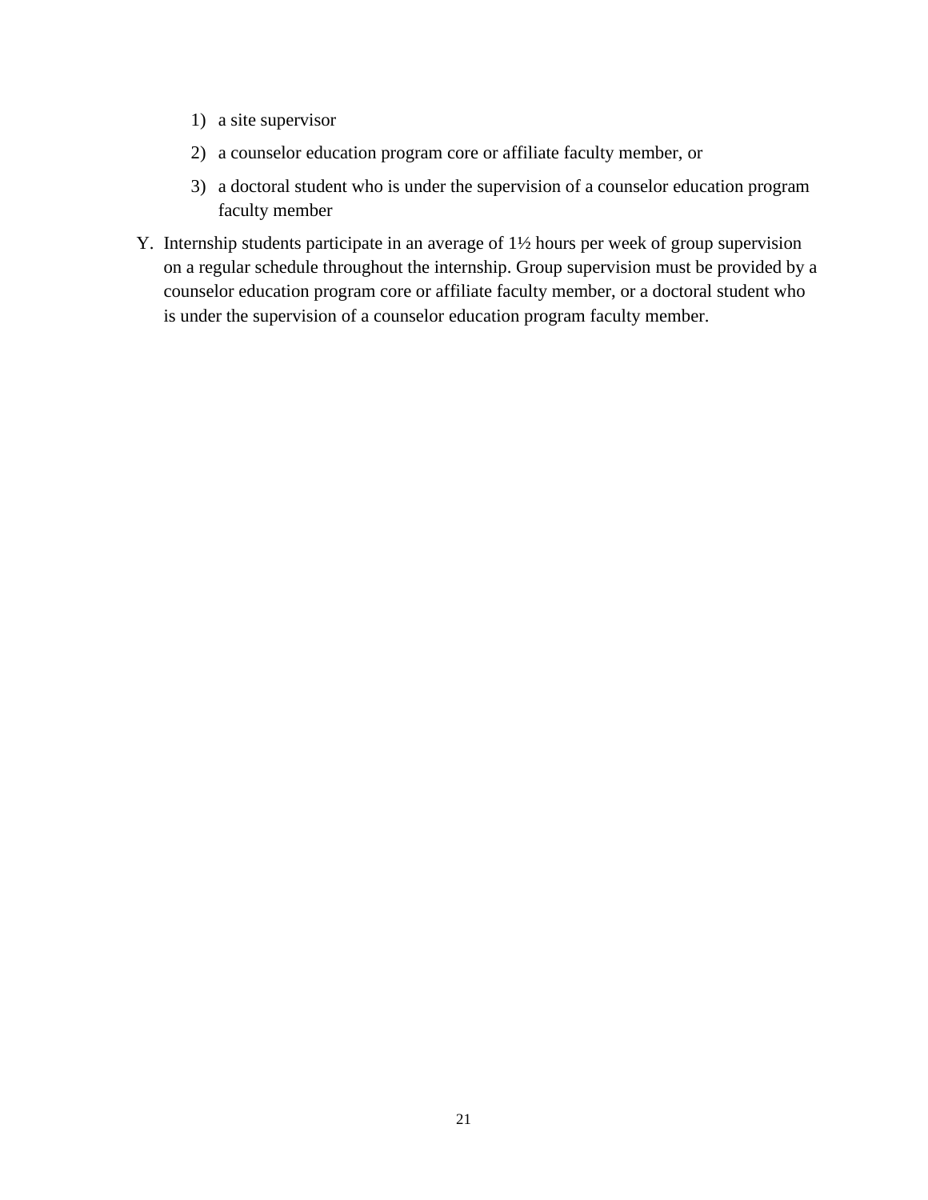1) a site supervisor
2) a counselor education program core or affiliate faculty member, or
3) a doctoral student who is under the supervision of a counselor education program faculty member

Y. Internship students participate in an average of 1½ hours per week of group supervision on a regular schedule throughout the internship. Group supervision must be provided by a counselor education program core or affiliate faculty member, or a doctoral student who is under the supervision of a counselor education program faculty member.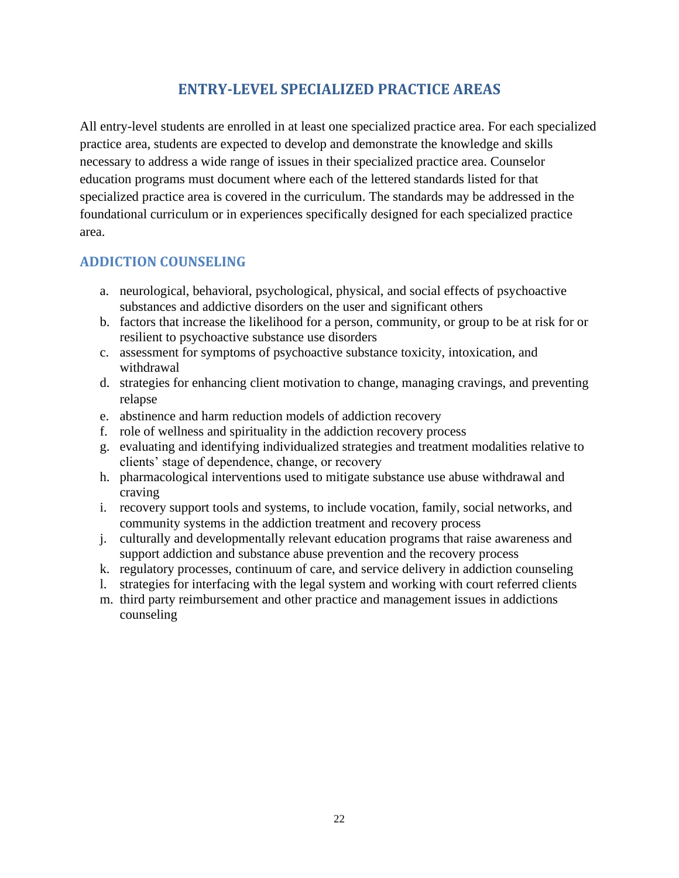# ENTRY-LEVEL SPECIALIZED PRACTICE AREAS

All entry-level students are enrolled in at least one specialized practice area. For each specialized practice area, students are expected to develop and demonstrate the knowledge and skills necessary to address a wide range of issues in their specialized practice area. Counselor education programs must document where each of the lettered standards listed for that specialized practice area is covered in the curriculum. The standards may be addressed in the foundational curriculum or in experiences specifically designed for each specialized practice area.

## ADDICTION COUNSELING

a. neurological, behavioral, psychological, physical, and social effects of psychoactive substances and addictive disorders on the user and significant others
b. factors that increase the likelihood for a person, community, or group to be at risk for or resilient to psychoactive substance use disorders
c. assessment for symptoms of psychoactive substance toxicity, intoxication, and withdrawal
d. strategies for enhancing client motivation to change, managing cravings, and preventing relapse
e. abstinence and harm reduction models of addiction recovery
f. role of wellness and spirituality in the addiction recovery process
g. evaluating and identifying individualized strategies and treatment modalities relative to clients' stage of dependence, change, or recovery
h. pharmacological interventions used to mitigate substance use abuse withdrawal and craving
i. recovery support tools and systems, to include vocation, family, social networks, and community systems in the addiction treatment and recovery process
j. culturally and developmentally relevant education programs that raise awareness and support addiction and substance abuse prevention and the recovery process
k. regulatory processes, continuum of care, and service delivery in addiction counseling
l. strategies for interfacing with the legal system and working with court referred clients
m. third party reimbursement and other practice and management issues in addictions counseling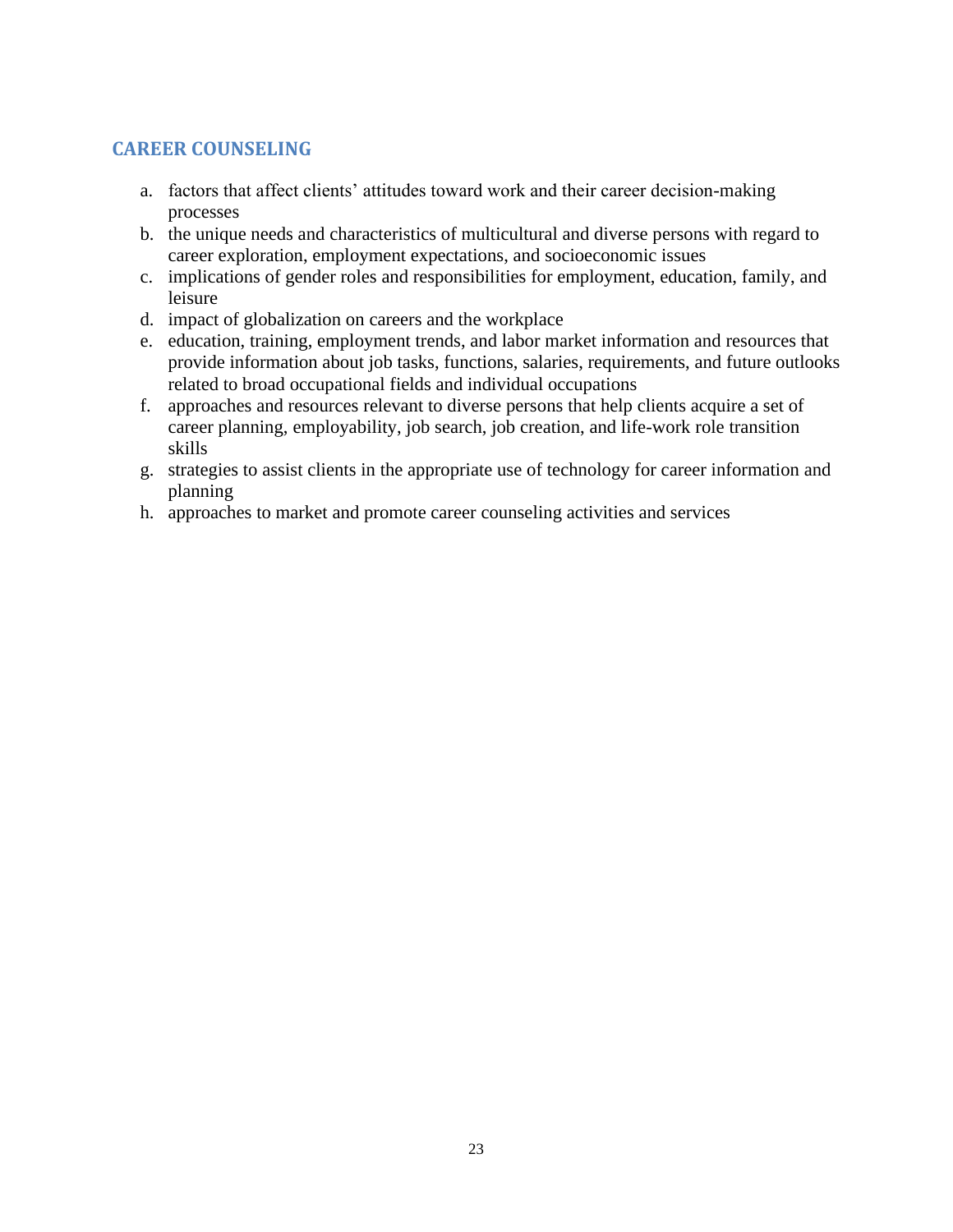## CAREER COUNSELING

a. factors that affect clients' attitudes toward work and their career decision-making processes
b. the unique needs and characteristics of multicultural and diverse persons with regard to career exploration, employment expectations, and socioeconomic issues
c. implications of gender roles and responsibilities for employment, education, family, and leisure
d. impact of globalization on careers and the workplace
e. education, training, employment trends, and labor market information and resources that provide information about job tasks, functions, salaries, requirements, and future outlooks related to broad occupational fields and individual occupations
f. approaches and resources relevant to diverse persons that help clients acquire a set of career planning, employability, job search, job creation, and life-work role transition skills
g. strategies to assist clients in the appropriate use of technology for career information and planning
h. approaches to market and promote career counseling activities and services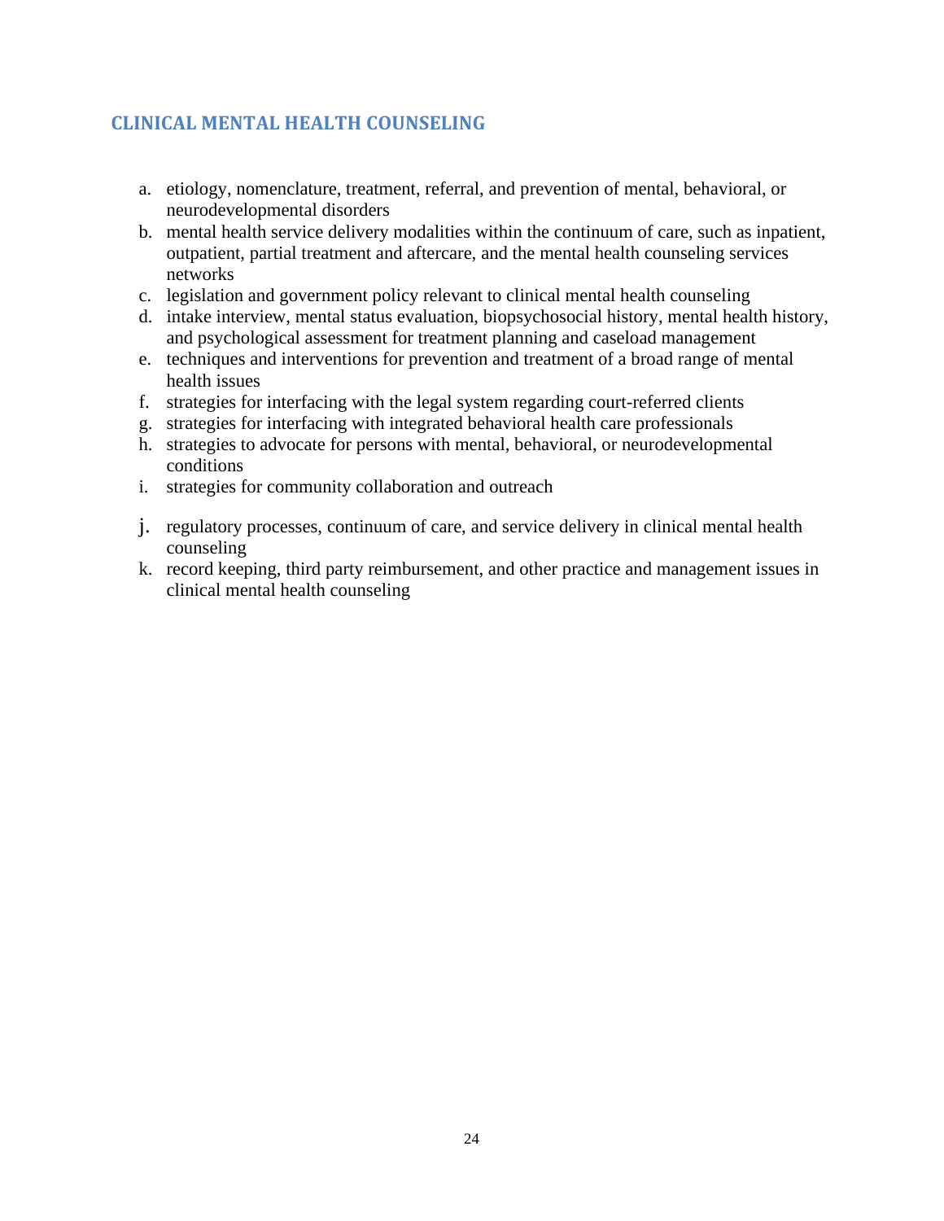## CLINICAL MENTAL HEALTH COUNSELING

a. etiology, nomenclature, treatment, referral, and prevention of mental, behavioral, or neurodevelopmental disorders
b. mental health service delivery modalities within the continuum of care, such as inpatient, outpatient, partial treatment and aftercare, and the mental health counseling services networks
c. legislation and government policy relevant to clinical mental health counseling
d. intake interview, mental status evaluation, biopsychosocial history, mental health history, and psychological assessment for treatment planning and caseload management
e. techniques and interventions for prevention and treatment of a broad range of mental health issues
f. strategies for interfacing with the legal system regarding court-referred clients
g. strategies for interfacing with integrated behavioral health care professionals
h. strategies to advocate for persons with mental, behavioral, or neurodevelopmental conditions
i. strategies for community collaboration and outreach
j. regulatory processes, continuum of care, and service delivery in clinical mental health counseling
k. record keeping, third party reimbursement, and other practice and management issues in clinical mental health counseling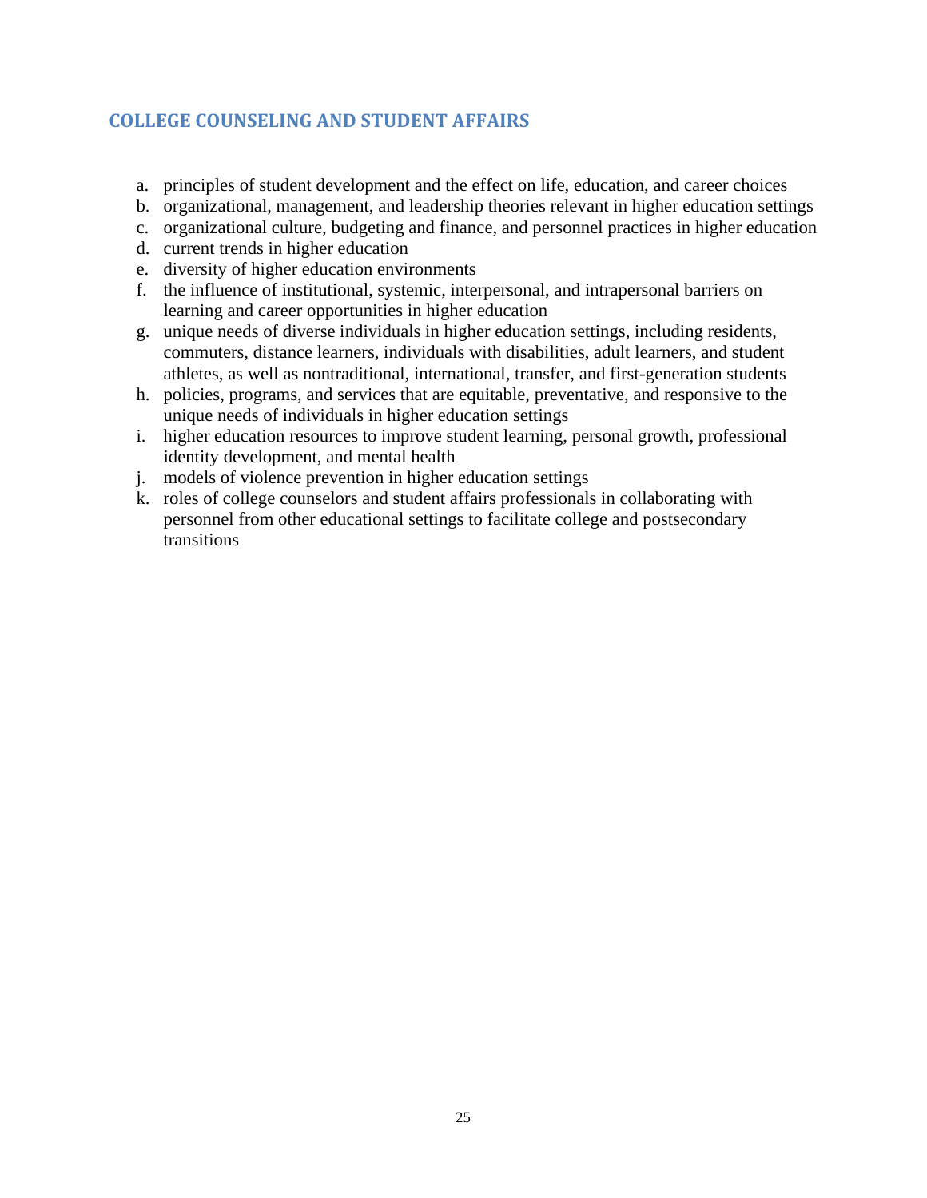## COLLEGE COUNSELING AND STUDENT AFFAIRS

a. principles of student development and the effect on life, education, and career choices
b. organizational, management, and leadership theories relevant in higher education settings
c. organizational culture, budgeting and finance, and personnel practices in higher education
d. current trends in higher education
e. diversity of higher education environments
f. the influence of institutional, systemic, interpersonal, and intrapersonal barriers on learning and career opportunities in higher education
g. unique needs of diverse individuals in higher education settings, including residents, commuters, distance learners, individuals with disabilities, adult learners, and student athletes, as well as nontraditional, international, transfer, and first-generation students
h. policies, programs, and services that are equitable, preventative, and responsive to the unique needs of individuals in higher education settings
i. higher education resources to improve student learning, personal growth, professional identity development, and mental health
j. models of violence prevention in higher education settings
k. roles of college counselors and student affairs professionals in collaborating with personnel from other educational settings to facilitate college and postsecondary transitions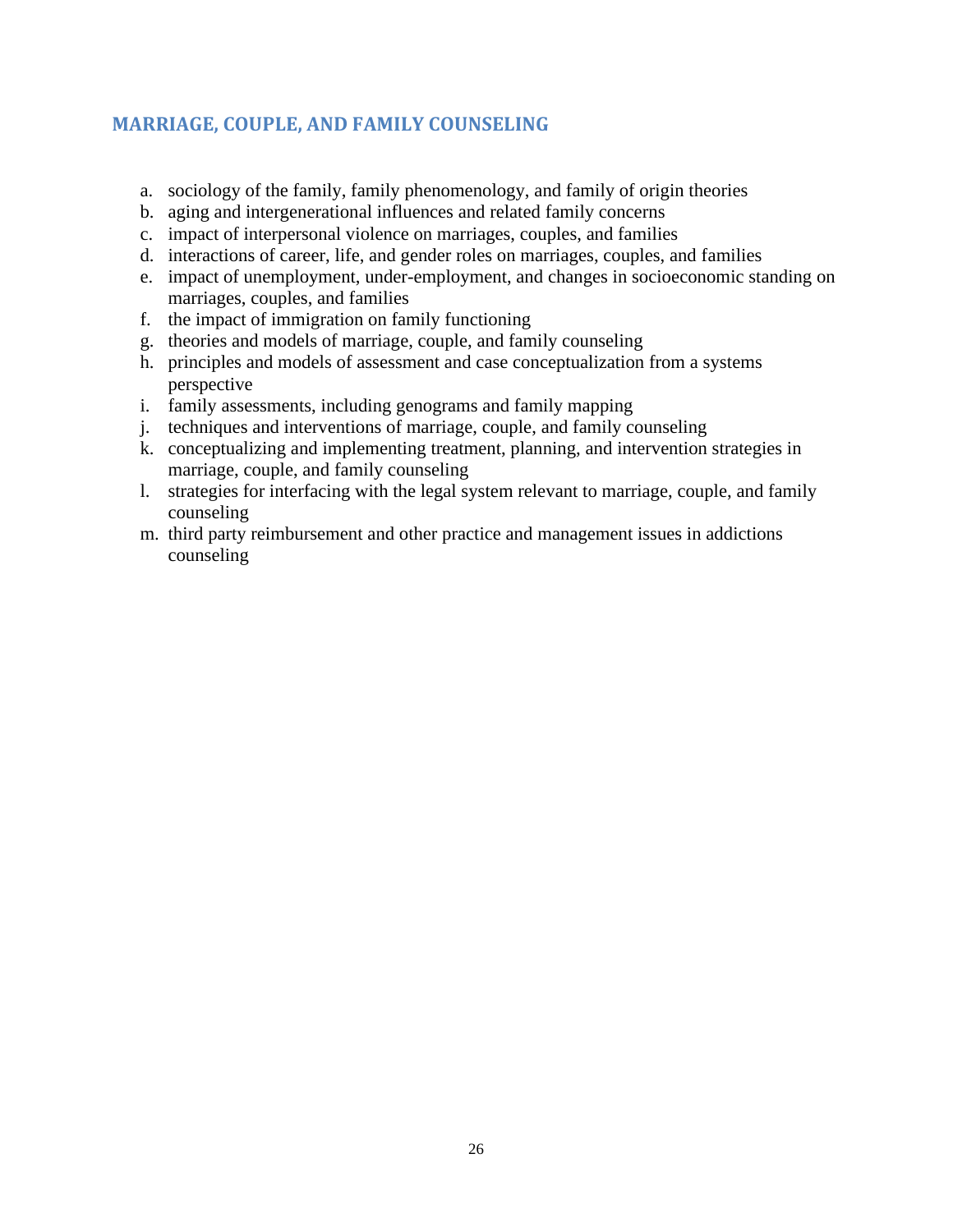## MARRIAGE, COUPLE, AND FAMILY COUNSELING

a. sociology of the family, family phenomenology, and family of origin theories
b. aging and intergenerational influences and related family concerns
c. impact of interpersonal violence on marriages, couples, and families
d. interactions of career, life, and gender roles on marriages, couples, and families
e. impact of unemployment, under-employment, and changes in socioeconomic standing on marriages, couples, and families
f. the impact of immigration on family functioning
g. theories and models of marriage, couple, and family counseling
h. principles and models of assessment and case conceptualization from a systems perspective
i. family assessments, including genograms and family mapping
j. techniques and interventions of marriage, couple, and family counseling
k. conceptualizing and implementing treatment, planning, and intervention strategies in marriage, couple, and family counseling
l. strategies for interfacing with the legal system relevant to marriage, couple, and family counseling
m. third party reimbursement and other practice and management issues in addictions counseling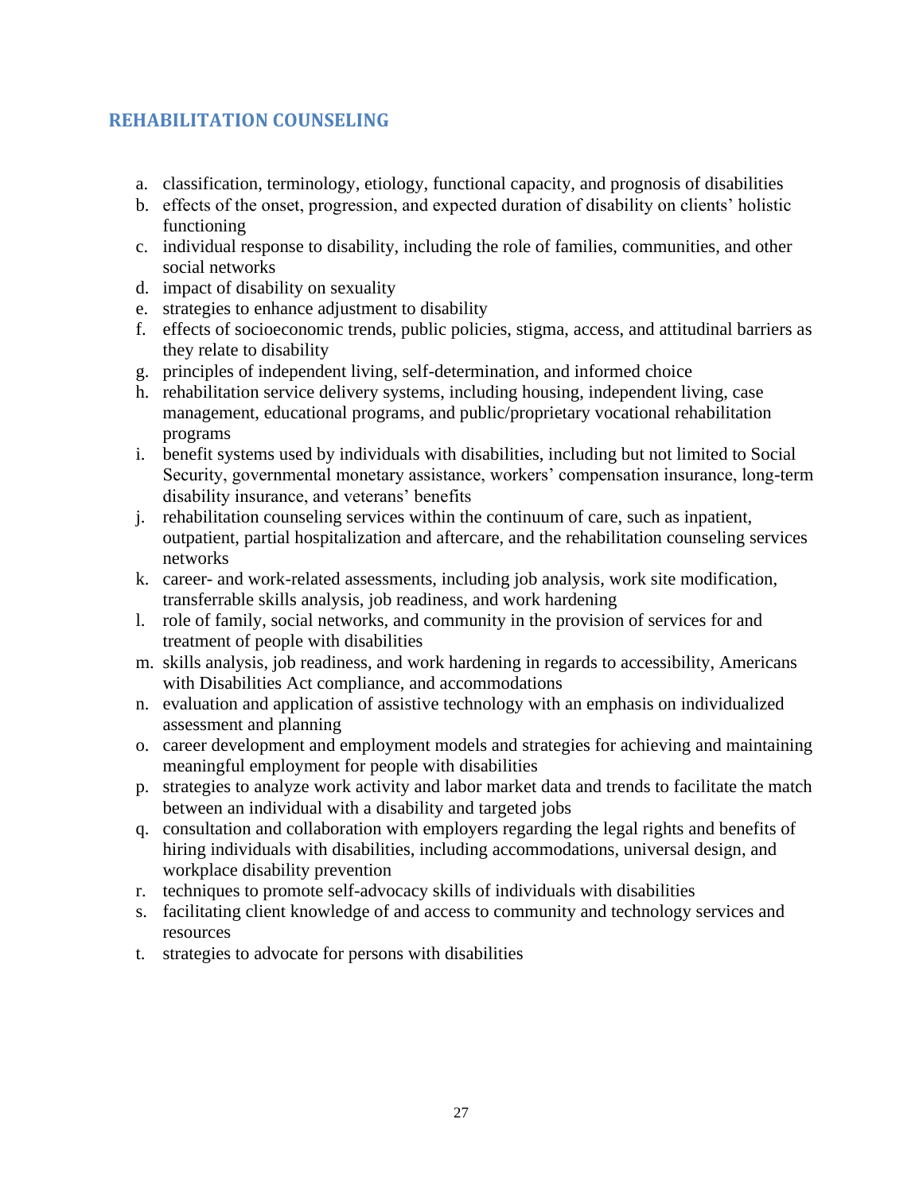## REHABILITATION COUNSELING

a. classification, terminology, etiology, functional capacity, and prognosis of disabilities
b. effects of the onset, progression, and expected duration of disability on clients' holistic functioning
c. individual response to disability, including the role of families, communities, and other social networks
d. impact of disability on sexuality
e. strategies to enhance adjustment to disability
f. effects of socioeconomic trends, public policies, stigma, access, and attitudinal barriers as they relate to disability
g. principles of independent living, self-determination, and informed choice
h. rehabilitation service delivery systems, including housing, independent living, case management, educational programs, and public/proprietary vocational rehabilitation programs
i. benefit systems used by individuals with disabilities, including but not limited to Social Security, governmental monetary assistance, workers' compensation insurance, long-term disability insurance, and veterans' benefits
j. rehabilitation counseling services within the continuum of care, such as inpatient, outpatient, partial hospitalization and aftercare, and the rehabilitation counseling services networks
k. career- and work-related assessments, including job analysis, work site modification, transferrable skills analysis, job readiness, and work hardening
l. role of family, social networks, and community in the provision of services for and treatment of people with disabilities
m. skills analysis, job readiness, and work hardening in regards to accessibility, Americans with Disabilities Act compliance, and accommodations
n. evaluation and application of assistive technology with an emphasis on individualized assessment and planning
o. career development and employment models and strategies for achieving and maintaining meaningful employment for people with disabilities
p. strategies to analyze work activity and labor market data and trends to facilitate the match between an individual with a disability and targeted jobs
q. consultation and collaboration with employers regarding the legal rights and benefits of hiring individuals with disabilities, including accommodations, universal design, and workplace disability prevention
r. techniques to promote self-advocacy skills of individuals with disabilities
s. facilitating client knowledge of and access to community and technology services and resources
t. strategies to advocate for persons with disabilities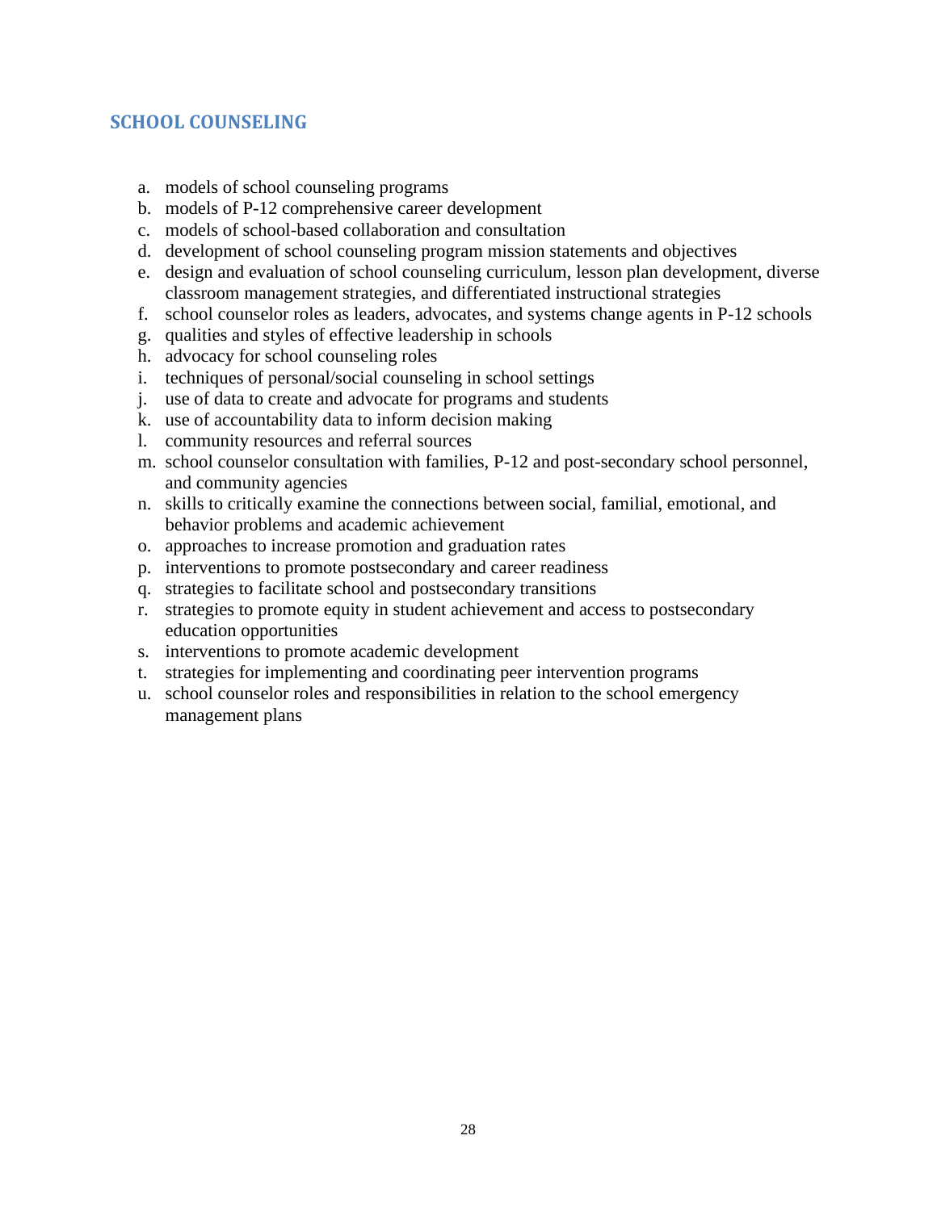## SCHOOL COUNSELING

a. models of school counseling programs
b. models of P-12 comprehensive career development
c. models of school-based collaboration and consultation
d. development of school counseling program mission statements and objectives
e. design and evaluation of school counseling curriculum, lesson plan development, diverse classroom management strategies, and differentiated instructional strategies
f. school counselor roles as leaders, advocates, and systems change agents in P-12 schools
g. qualities and styles of effective leadership in schools
h. advocacy for school counseling roles
i. techniques of personal/social counseling in school settings
j. use of data to create and advocate for programs and students
k. use of accountability data to inform decision making
l. community resources and referral sources
m. school counselor consultation with families, P-12 and post-secondary school personnel, and community agencies
n. skills to critically examine the connections between social, familial, emotional, and behavior problems and academic achievement
o. approaches to increase promotion and graduation rates
p. interventions to promote postsecondary and career readiness
q. strategies to facilitate school and postsecondary transitions
r. strategies to promote equity in student achievement and access to postsecondary education opportunities
s. interventions to promote academic development
t. strategies for implementing and coordinating peer intervention programs
u. school counselor roles and responsibilities in relation to the school emergency management plans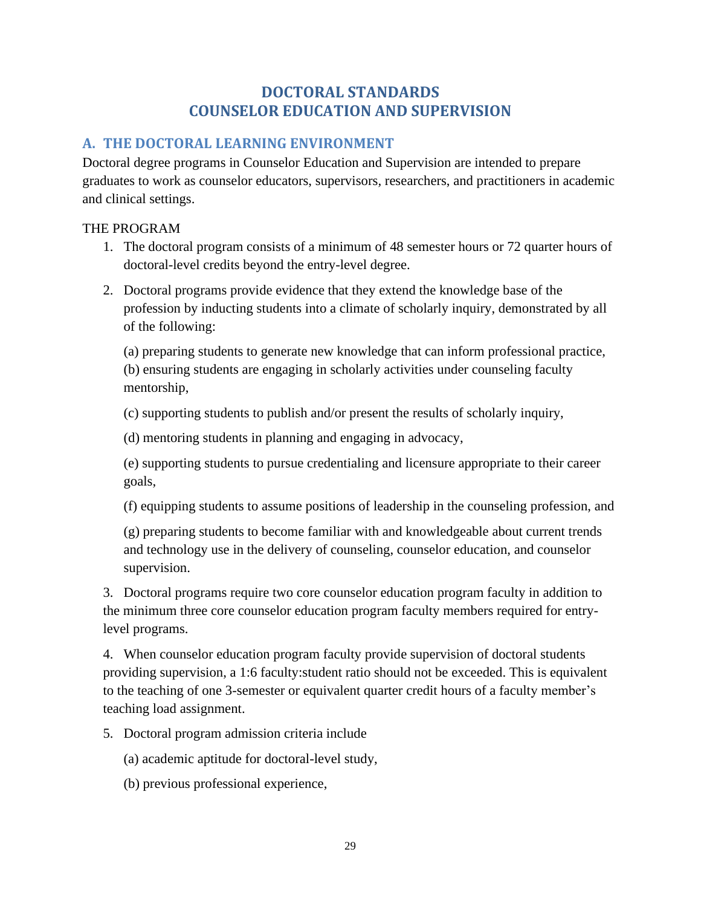# DOCTORAL STANDARDS
# COUNSELOR EDUCATION AND SUPERVISION

## A. THE DOCTORAL LEARNING ENVIRONMENT

Doctoral degree programs in Counselor Education and Supervision are intended to prepare graduates to work as counselor educators, supervisors, researchers, and practitioners in academic and clinical settings.

THE PROGRAM

1. The doctoral program consists of a minimum of 48 semester hours or 72 quarter hours of doctoral-level credits beyond the entry-level degree.

2. Doctoral programs provide evidence that they extend the knowledge base of the profession by inducting students into a climate of scholarly inquiry, demonstrated by all of the following:

   (a) preparing students to generate new knowledge that can inform professional practice,
   (b) ensuring students are engaging in scholarly activities under counseling faculty mentorship,

   (c) supporting students to publish and/or present the results of scholarly inquiry,

   (d) mentoring students in planning and engaging in advocacy,

   (e) supporting students to pursue credentialing and licensure appropriate to their career goals,

   (f) equipping students to assume positions of leadership in the counseling profession, and

   (g) preparing students to become familiar with and knowledgeable about current trends and technology use in the delivery of counseling, counselor education, and counselor supervision.

3. Doctoral programs require two core counselor education program faculty in addition to the minimum three core counselor education program faculty members required for entry-level programs.

4. When counselor education program faculty provide supervision of doctoral students providing supervision, a 1:6 faculty:student ratio should not be exceeded. This is equivalent to the teaching of one 3-semester or equivalent quarter credit hours of a faculty member's teaching load assignment.

5. Doctoral program admission criteria include

   (a) academic aptitude for doctoral-level study,

   (b) previous professional experience,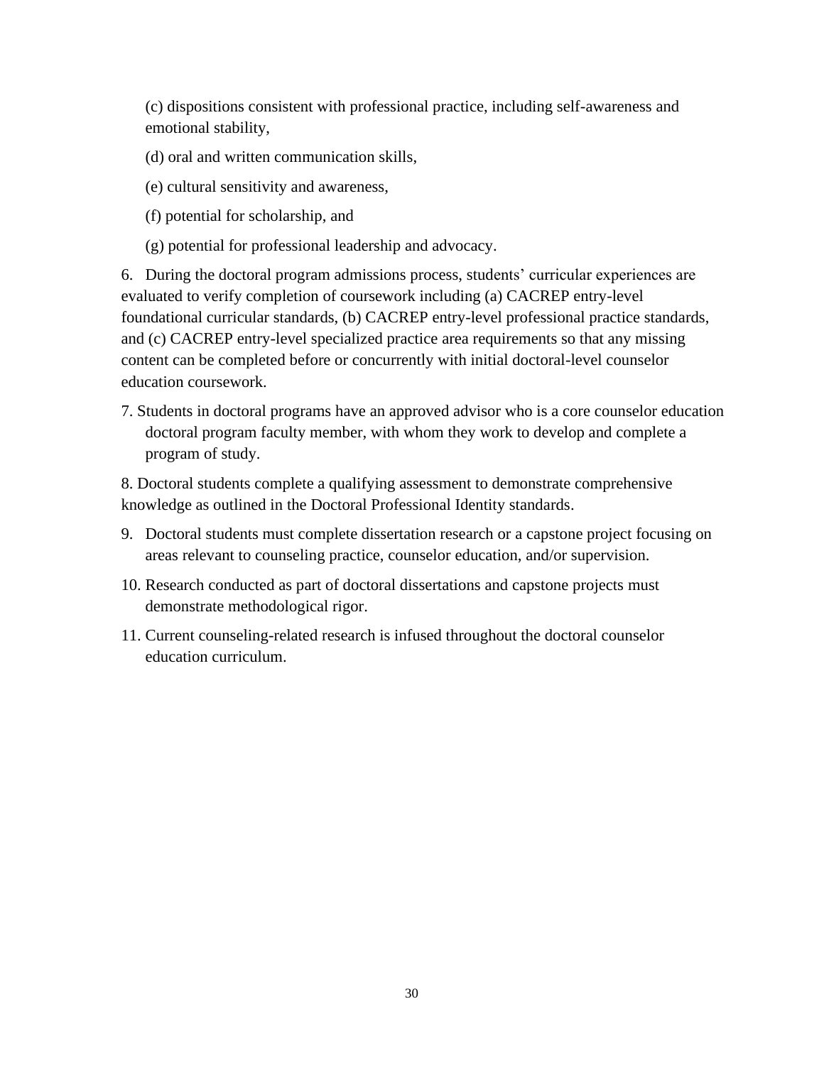(c) dispositions consistent with professional practice, including self-awareness and emotional stability,

(d) oral and written communication skills,

(e) cultural sensitivity and awareness,

(f) potential for scholarship, and

(g) potential for professional leadership and advocacy.

6. During the doctoral program admissions process, students' curricular experiences are evaluated to verify completion of coursework including (a) CACREP entry-level foundational curricular standards, (b) CACREP entry-level professional practice standards, and (c) CACREP entry-level specialized practice area requirements so that any missing content can be completed before or concurrently with initial doctoral-level counselor education coursework.

7. Students in doctoral programs have an approved advisor who is a core counselor education doctoral program faculty member, with whom they work to develop and complete a program of study.

8. Doctoral students complete a qualifying assessment to demonstrate comprehensive knowledge as outlined in the Doctoral Professional Identity standards.

9. Doctoral students must complete dissertation research or a capstone project focusing on areas relevant to counseling practice, counselor education, and/or supervision.

10. Research conducted as part of doctoral dissertations and capstone projects must demonstrate methodological rigor.

11. Current counseling-related research is infused throughout the doctoral counselor education curriculum.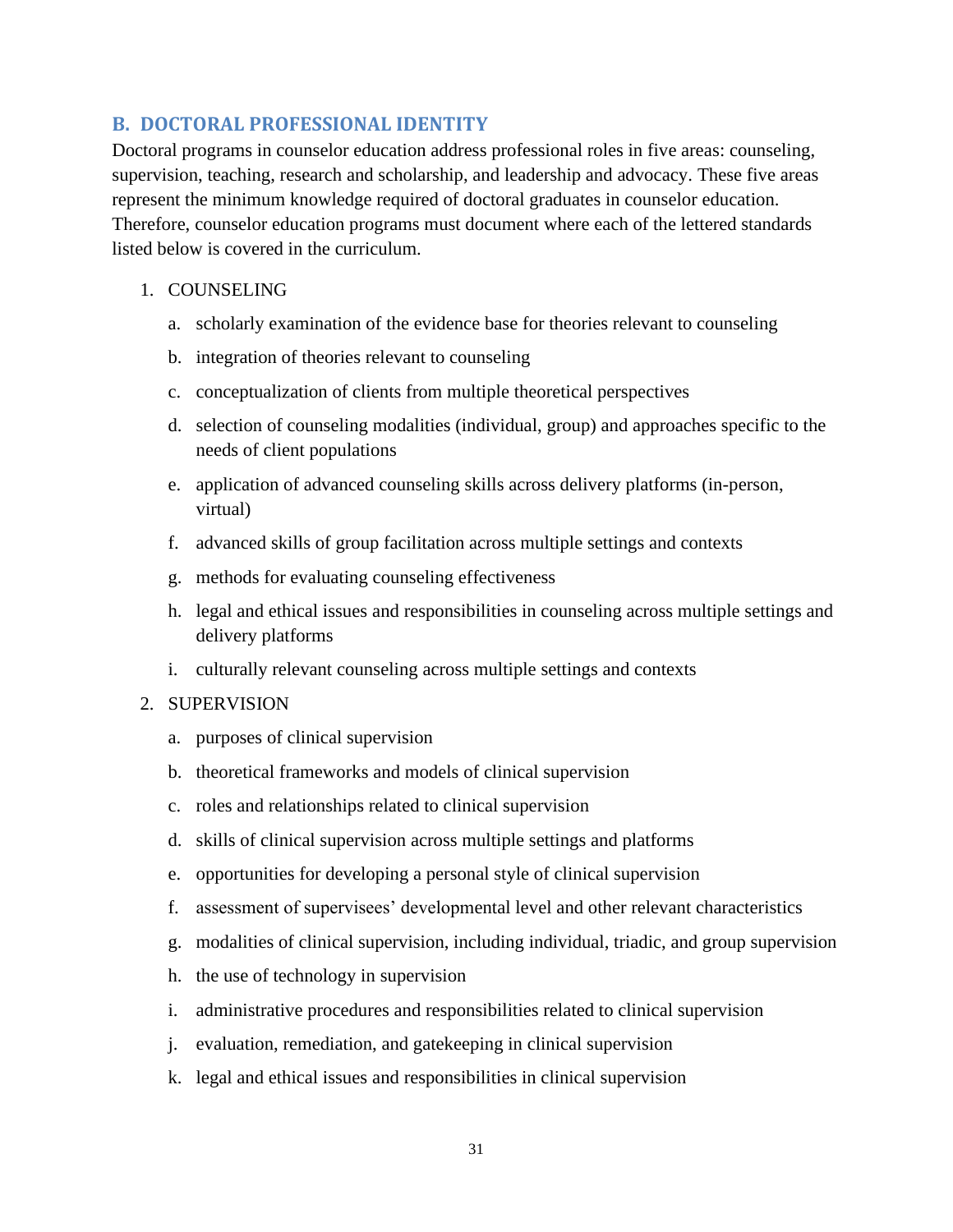## B. DOCTORAL PROFESSIONAL IDENTITY

Doctoral programs in counselor education address professional roles in five areas: counseling, supervision, teaching, research and scholarship, and leadership and advocacy. These five areas represent the minimum knowledge required of doctoral graduates in counselor education. Therefore, counselor education programs must document where each of the lettered standards listed below is covered in the curriculum.

1. COUNSELING
   a. scholarly examination of the evidence base for theories relevant to counseling
   b. integration of theories relevant to counseling
   c. conceptualization of clients from multiple theoretical perspectives
   d. selection of counseling modalities (individual, group) and approaches specific to the needs of client populations
   e. application of advanced counseling skills across delivery platforms (in-person, virtual)
   f. advanced skills of group facilitation across multiple settings and contexts
   g. methods for evaluating counseling effectiveness
   h. legal and ethical issues and responsibilities in counseling across multiple settings and delivery platforms
   i. culturally relevant counseling across multiple settings and contexts
2. SUPERVISION
   a. purposes of clinical supervision
   b. theoretical frameworks and models of clinical supervision
   c. roles and relationships related to clinical supervision
   d. skills of clinical supervision across multiple settings and platforms
   e. opportunities for developing a personal style of clinical supervision
   f. assessment of supervisees' developmental level and other relevant characteristics
   g. modalities of clinical supervision, including individual, triadic, and group supervision
   h. the use of technology in supervision
   i. administrative procedures and responsibilities related to clinical supervision
   j. evaluation, remediation, and gatekeeping in clinical supervision
   k. legal and ethical issues and responsibilities in clinical supervision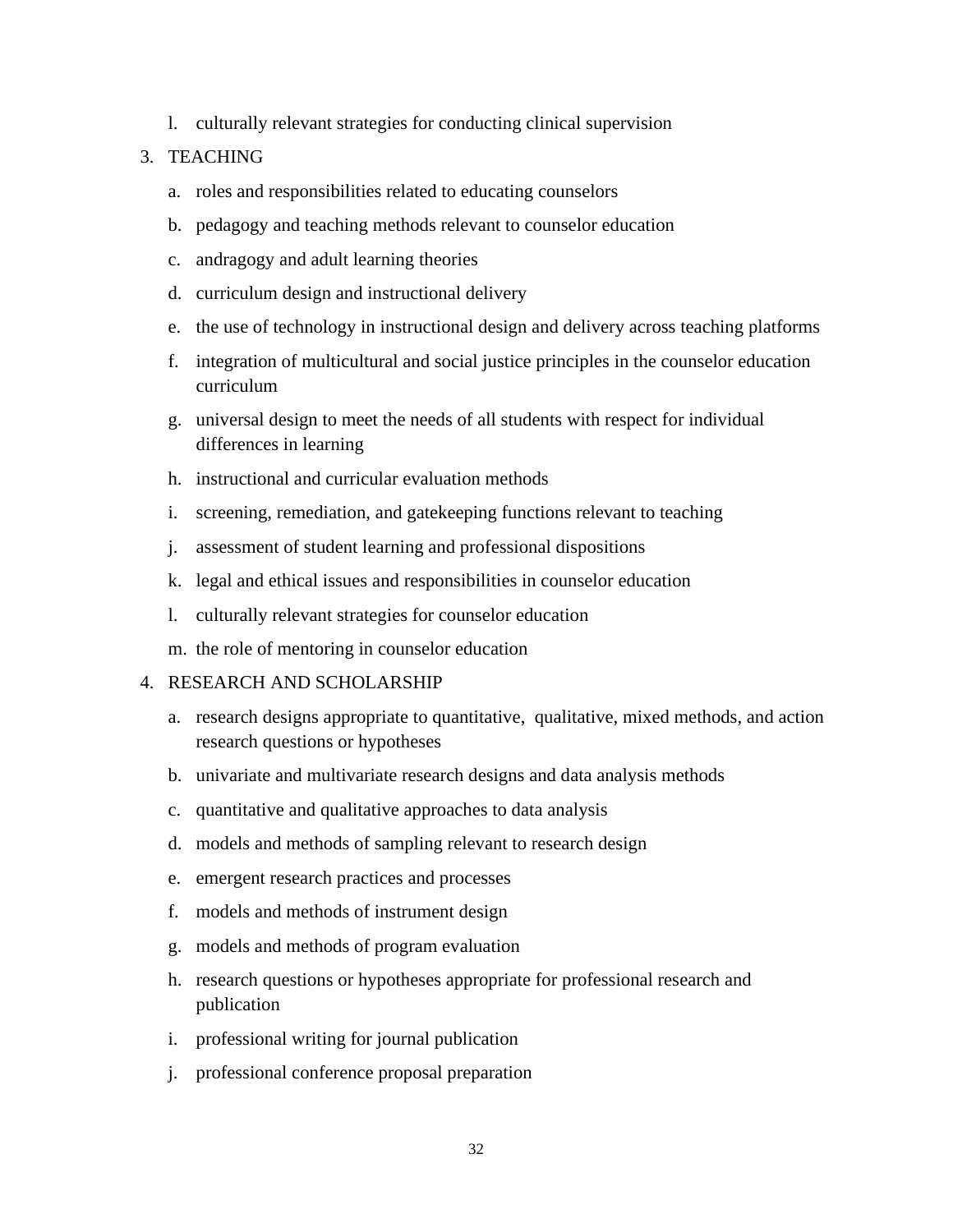l. culturally relevant strategies for conducting clinical supervision

3. TEACHING

   a. roles and responsibilities related to educating counselors

   b. pedagogy and teaching methods relevant to counselor education

   c. andragogy and adult learning theories

   d. curriculum design and instructional delivery

   e. the use of technology in instructional design and delivery across teaching platforms

   f. integration of multicultural and social justice principles in the counselor education curriculum

   g. universal design to meet the needs of all students with respect for individual differences in learning

   h. instructional and curricular evaluation methods

   i. screening, remediation, and gatekeeping functions relevant to teaching

   j. assessment of student learning and professional dispositions

   k. legal and ethical issues and responsibilities in counselor education

   l. culturally relevant strategies for counselor education

   m. the role of mentoring in counselor education

4. RESEARCH AND SCHOLARSHIP

   a. research designs appropriate to quantitative, qualitative, mixed methods, and action research questions or hypotheses

   b. univariate and multivariate research designs and data analysis methods

   c. quantitative and qualitative approaches to data analysis

   d. models and methods of sampling relevant to research design

   e. emergent research practices and processes

   f. models and methods of instrument design

   g. models and methods of program evaluation

   h. research questions or hypotheses appropriate for professional research and publication

   i. professional writing for journal publication

   j. professional conference proposal preparation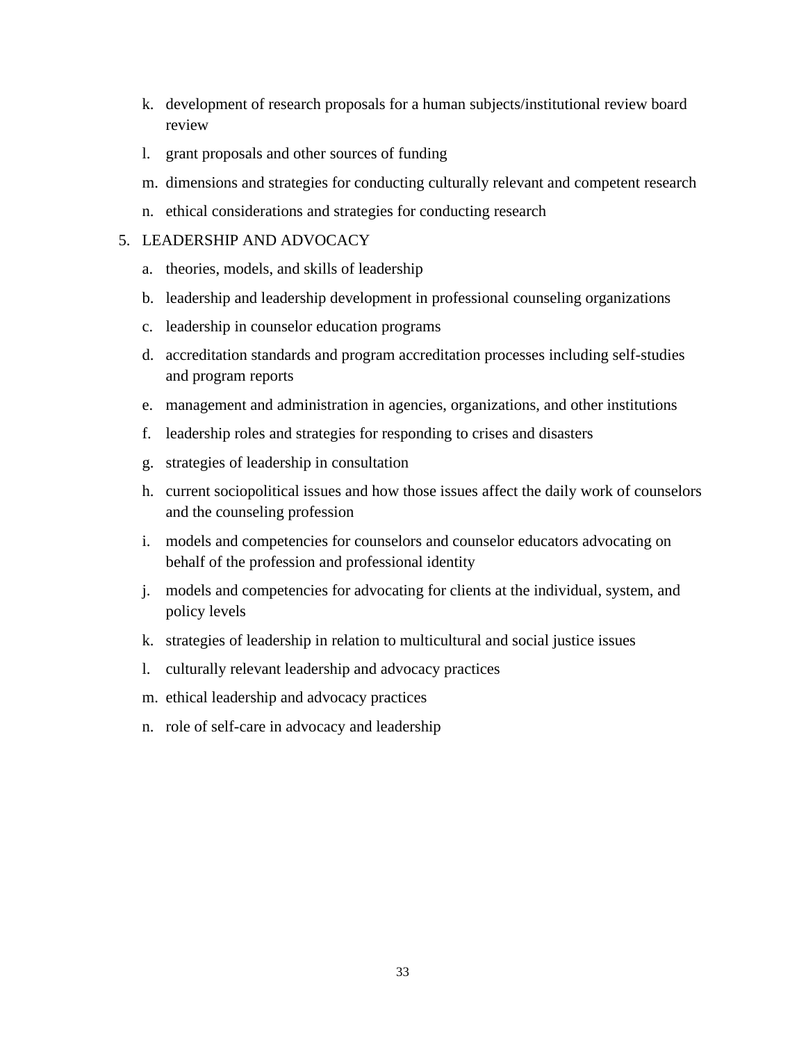k. development of research proposals for a human subjects/institutional review board review

l. grant proposals and other sources of funding

m. dimensions and strategies for conducting culturally relevant and competent research

n. ethical considerations and strategies for conducting research

5. LEADERSHIP AND ADVOCACY

   a. theories, models, and skills of leadership

   b. leadership and leadership development in professional counseling organizations

   c. leadership in counselor education programs

   d. accreditation standards and program accreditation processes including self-studies and program reports

   e. management and administration in agencies, organizations, and other institutions

   f. leadership roles and strategies for responding to crises and disasters

   g. strategies of leadership in consultation

   h. current sociopolitical issues and how those issues affect the daily work of counselors and the counseling profession

   i. models and competencies for counselors and counselor educators advocating on behalf of the profession and professional identity

   j. models and competencies for advocating for clients at the individual, system, and policy levels

   k. strategies of leadership in relation to multicultural and social justice issues

   l. culturally relevant leadership and advocacy practices

   m. ethical leadership and advocacy practices

   n. role of self-care in advocacy and leadership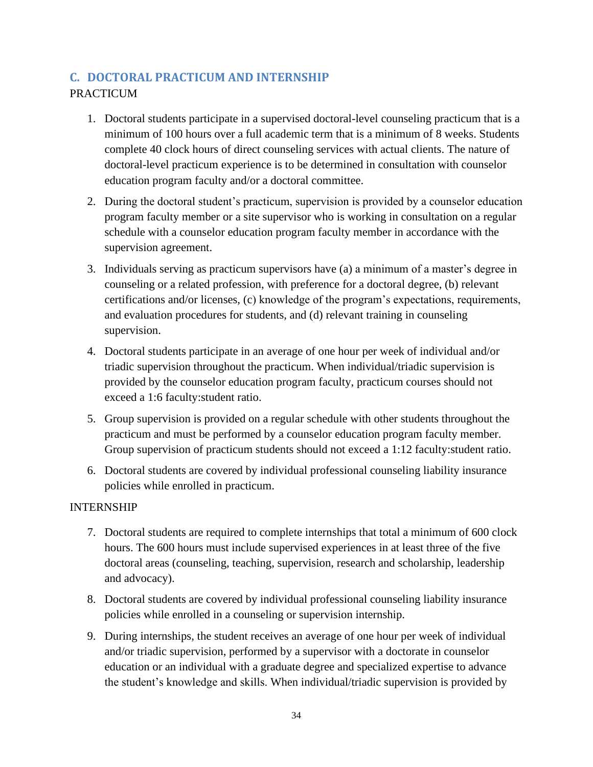## C. DOCTORAL PRACTICUM AND INTERNSHIP

PRACTICUM

1. Doctoral students participate in a supervised doctoral-level counseling practicum that is a minimum of 100 hours over a full academic term that is a minimum of 8 weeks. Students complete 40 clock hours of direct counseling services with actual clients. The nature of doctoral-level practicum experience is to be determined in consultation with counselor education program faculty and/or a doctoral committee.
2. During the doctoral student's practicum, supervision is provided by a counselor education program faculty member or a site supervisor who is working in consultation on a regular schedule with a counselor education program faculty member in accordance with the supervision agreement.
3. Individuals serving as practicum supervisors have (a) a minimum of a master's degree in counseling or a related profession, with preference for a doctoral degree, (b) relevant certifications and/or licenses, (c) knowledge of the program's expectations, requirements, and evaluation procedures for students, and (d) relevant training in counseling supervision.
4. Doctoral students participate in an average of one hour per week of individual and/or triadic supervision throughout the practicum. When individual/triadic supervision is provided by the counselor education program faculty, practicum courses should not exceed a 1:6 faculty:student ratio.
5. Group supervision is provided on a regular schedule with other students throughout the practicum and must be performed by a counselor education program faculty member. Group supervision of practicum students should not exceed a 1:12 faculty:student ratio.
6. Doctoral students are covered by individual professional counseling liability insurance policies while enrolled in practicum.

INTERNSHIP

7. Doctoral students are required to complete internships that total a minimum of 600 clock hours. The 600 hours must include supervised experiences in at least three of the five doctoral areas (counseling, teaching, supervision, research and scholarship, leadership and advocacy).
8. Doctoral students are covered by individual professional counseling liability insurance policies while enrolled in a counseling or supervision internship.
9. During internships, the student receives an average of one hour per week of individual and/or triadic supervision, performed by a supervisor with a doctorate in counselor education or an individual with a graduate degree and specialized expertise to advance the student's knowledge and skills. When individual/triadic supervision is provided by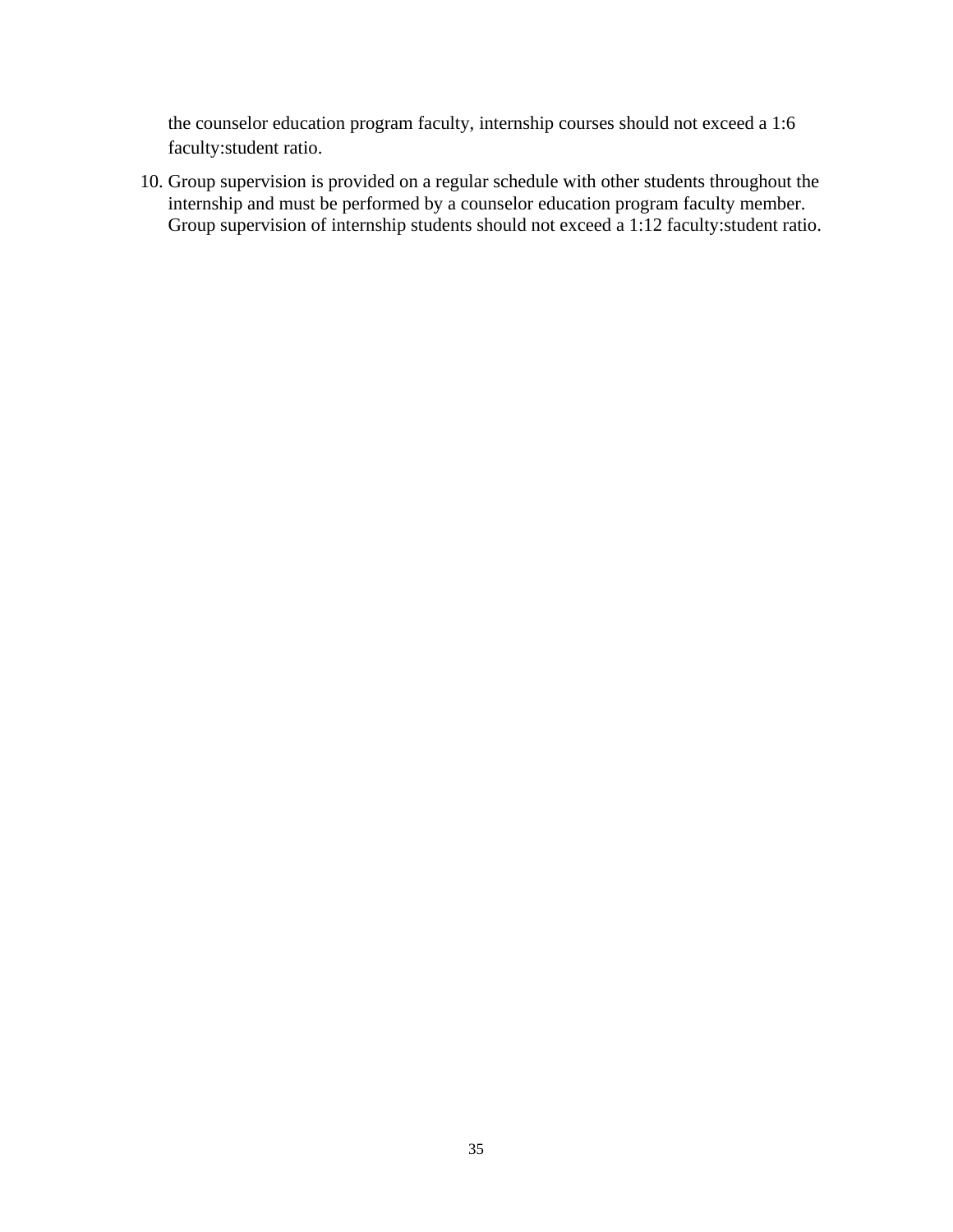the counselor education program faculty, internship courses should not exceed a 1:6 faculty:student ratio.

10. Group supervision is provided on a regular schedule with other students throughout the internship and must be performed by a counselor education program faculty member. Group supervision of internship students should not exceed a 1:12 faculty:student ratio.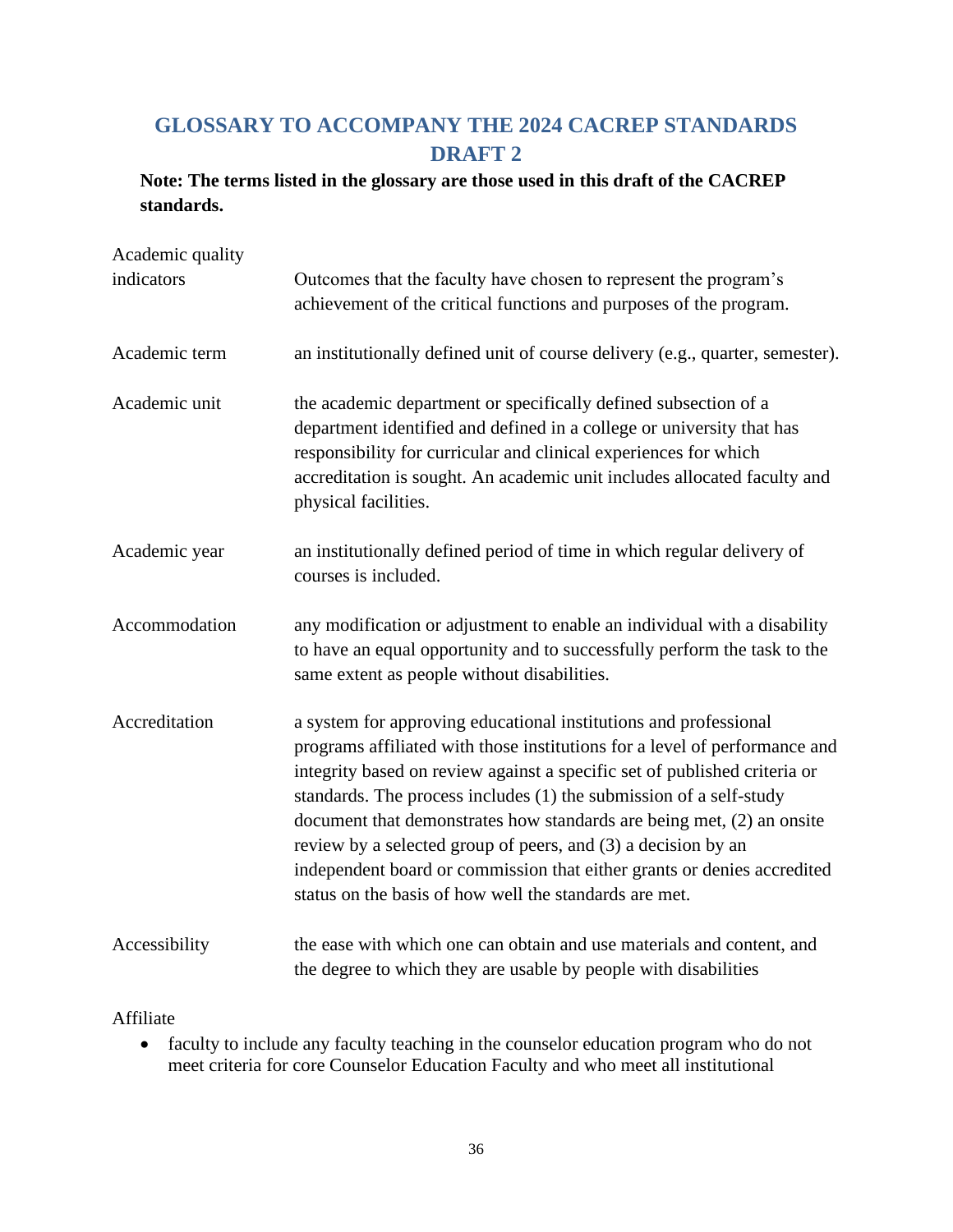# GLOSSARY TO ACCOMPANY THE 2024 CACREP STANDARDS DRAFT 2

**Note: The terms listed in the glossary are those used in this draft of the CACREP standards.**

| Term | Definition |
|---|---|
| Academic quality indicators | Outcomes that the faculty have chosen to represent the program's achievement of the critical functions and purposes of the program. |
| Academic term | an institutionally defined unit of course delivery (e.g., quarter, semester). |
| Academic unit | the academic department or specifically defined subsection of a department identified and defined in a college or university that has responsibility for curricular and clinical experiences for which accreditation is sought. An academic unit includes allocated faculty and physical facilities. |
| Academic year | an institutionally defined period of time in which regular delivery of courses is included. |
| Accommodation | any modification or adjustment to enable an individual with a disability to have an equal opportunity and to successfully perform the task to the same extent as people without disabilities. |
| Accreditation | a system for approving educational institutions and professional programs affiliated with those institutions for a level of performance and integrity based on review against a specific set of published criteria or standards. The process includes (1) the submission of a self-study document that demonstrates how standards are being met, (2) an onsite review by a selected group of peers, and (3) a decision by an independent board or commission that either grants or denies accredited status on the basis of how well the standards are met. |
| Accessibility | the ease with which one can obtain and use materials and content, and the degree to which they are usable by people with disabilities |

Affiliate

- faculty to include any faculty teaching in the counselor education program who do not meet criteria for core Counselor Education Faculty and who meet all institutional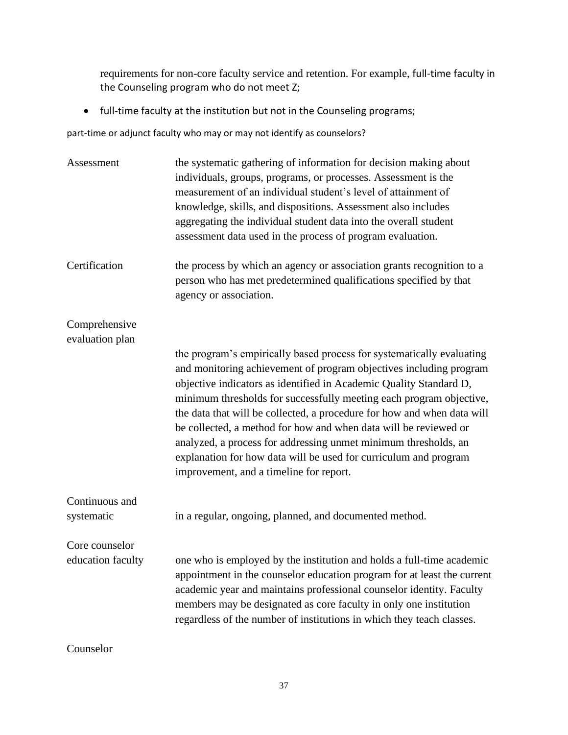requirements for non-core faculty service and retention. For example, full-time faculty in the Counseling program who do not meet Z;

- full-time faculty at the institution but not in the Counseling programs;

part-time or adjunct faculty who may or may not identify as counselors?

| | |
|---|---|
| Assessment | the systematic gathering of information for decision making about individuals, groups, programs, or processes. Assessment is the measurement of an individual student's level of attainment of knowledge, skills, and dispositions. Assessment also includes aggregating the individual student data into the overall student assessment data used in the process of program evaluation. |
| Certification | the process by which an agency or association grants recognition to a person who has met predetermined qualifications specified by that agency or association. |
| Comprehensive evaluation plan | the program's empirically based process for systematically evaluating and monitoring achievement of program objectives including program objective indicators as identified in Academic Quality Standard D, minimum thresholds for successfully meeting each program objective, the data that will be collected, a procedure for how and when data will be collected, a method for how and when data will be reviewed or analyzed, a process for addressing unmet minimum thresholds, an explanation for how data will be used for curriculum and program improvement, and a timeline for report. |
| Continuous and systematic | in a regular, ongoing, planned, and documented method. |
| Core counselor education faculty | one who is employed by the institution and holds a full-time academic appointment in the counselor education program for at least the current academic year and maintains professional counselor identity. Faculty members may be designated as core faculty in only one institution regardless of the number of institutions in which they teach classes. |
| Counselor | |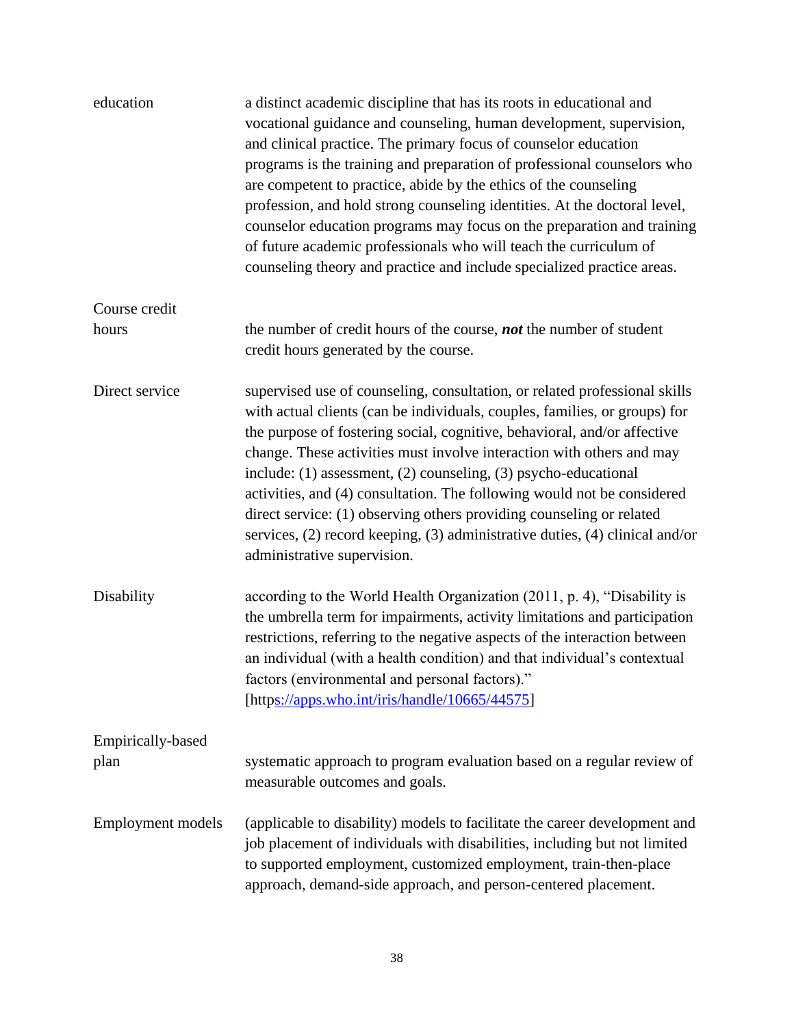education — a distinct academic discipline that has its roots in educational and vocational guidance and counseling, human development, supervision, and clinical practice. The primary focus of counselor education programs is the training and preparation of professional counselors who are competent to practice, abide by the ethics of the counseling profession, and hold strong counseling identities. At the doctoral level, counselor education programs may focus on the preparation and training of future academic professionals who will teach the curriculum of counseling theory and practice and include specialized practice areas.

**Course credit hours** — the number of credit hours of the course, ***not*** the number of student credit hours generated by the course.

**Direct service** — supervised use of counseling, consultation, or related professional skills with actual clients (can be individuals, couples, families, or groups) for the purpose of fostering social, cognitive, behavioral, and/or affective change. These activities must involve interaction with others and may include: (1) assessment, (2) counseling, (3) psycho-educational activities, and (4) consultation. The following would not be considered direct service: (1) observing others providing counseling or related services, (2) record keeping, (3) administrative duties, (4) clinical and/or administrative supervision.

**Disability** — according to the World Health Organization (2011, p. 4), "Disability is the umbrella term for impairments, activity limitations and participation restrictions, referring to the negative aspects of the interaction between an individual (with a health condition) and that individual's contextual factors (environmental and personal factors)." [https://apps.who.int/iris/handle/10665/44575]

**Empirically-based plan** — systematic approach to program evaluation based on a regular review of measurable outcomes and goals.

**Employment models** — (applicable to disability) models to facilitate the career development and job placement of individuals with disabilities, including but not limited to supported employment, customized employment, train-then-place approach, demand-side approach, and person-centered placement.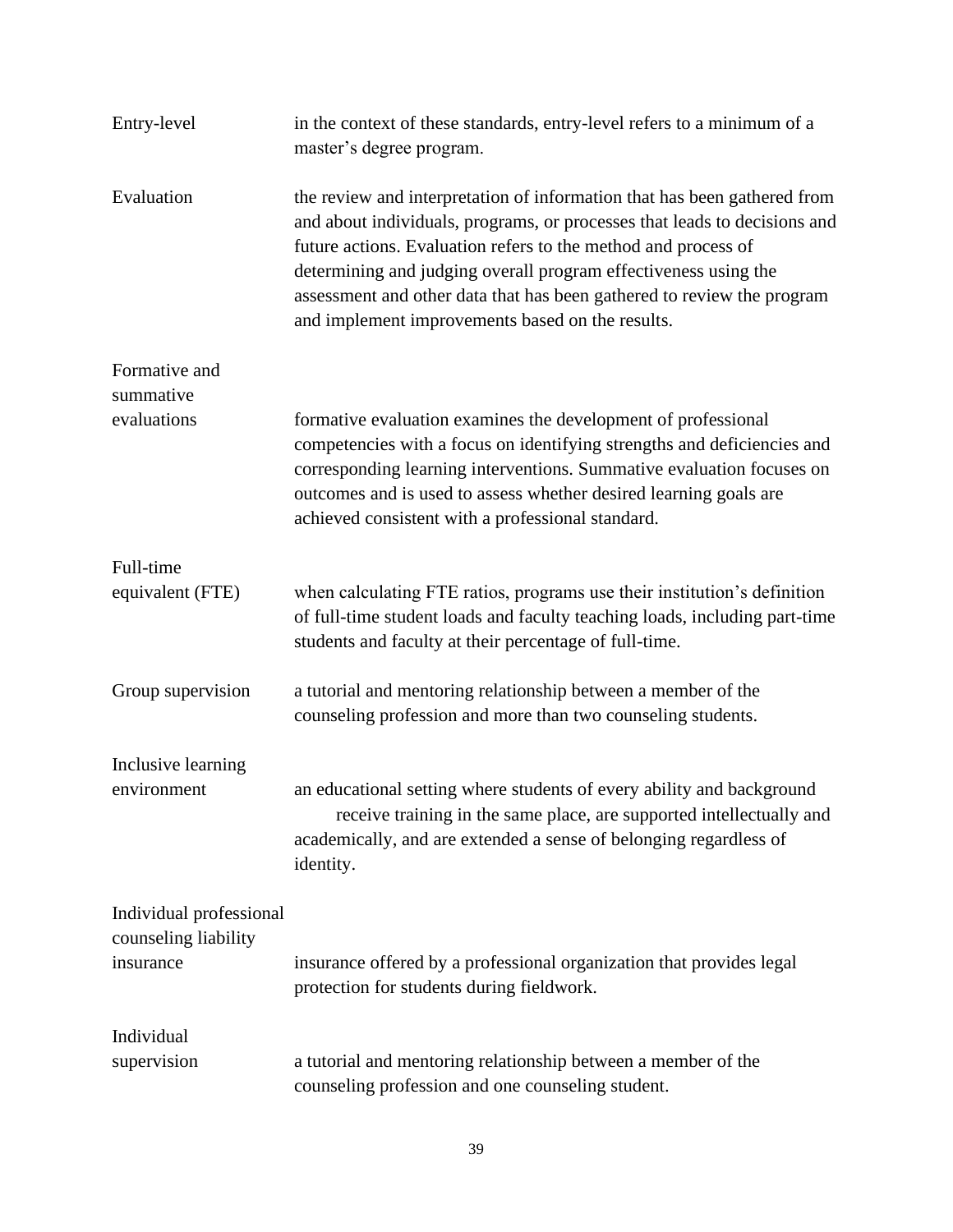**Entry-level** — in the context of these standards, entry-level refers to a minimum of a master's degree program.

**Evaluation** — the review and interpretation of information that has been gathered from and about individuals, programs, or processes that leads to decisions and future actions. Evaluation refers to the method and process of determining and judging overall program effectiveness using the assessment and other data that has been gathered to review the program and implement improvements based on the results.

**Formative and summative evaluations** — formative evaluation examines the development of professional competencies with a focus on identifying strengths and deficiencies and corresponding learning interventions. Summative evaluation focuses on outcomes and is used to assess whether desired learning goals are achieved consistent with a professional standard.

**Full-time equivalent (FTE)** — when calculating FTE ratios, programs use their institution's definition of full-time student loads and faculty teaching loads, including part-time students and faculty at their percentage of full-time.

**Group supervision** — a tutorial and mentoring relationship between a member of the counseling profession and more than two counseling students.

**Inclusive learning environment** — an educational setting where students of every ability and background receive training in the same place, are supported intellectually and academically, and are extended a sense of belonging regardless of identity.

**Individual professional counseling liability insurance** — insurance offered by a professional organization that provides legal protection for students during fieldwork.

**Individual supervision** — a tutorial and mentoring relationship between a member of the counseling profession and one counseling student.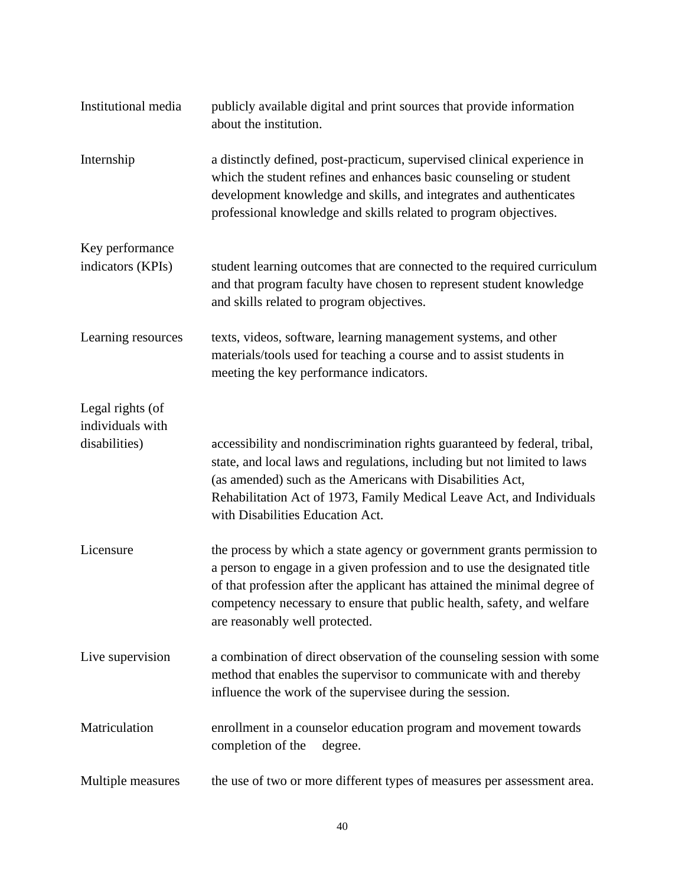| Term | Definition |
|---|---|
| Institutional media | publicly available digital and print sources that provide information about the institution. |
| Internship | a distinctly defined, post-practicum, supervised clinical experience in which the student refines and enhances basic counseling or student development knowledge and skills, and integrates and authenticates professional knowledge and skills related to program objectives. |
| Key performance indicators (KPIs) | student learning outcomes that are connected to the required curriculum and that program faculty have chosen to represent student knowledge and skills related to program objectives. |
| Learning resources | texts, videos, software, learning management systems, and other materials/tools used for teaching a course and to assist students in meeting the key performance indicators. |
| Legal rights (of individuals with disabilities) | accessibility and nondiscrimination rights guaranteed by federal, tribal, state, and local laws and regulations, including but not limited to laws (as amended) such as the Americans with Disabilities Act, Rehabilitation Act of 1973, Family Medical Leave Act, and Individuals with Disabilities Education Act. |
| Licensure | the process by which a state agency or government grants permission to a person to engage in a given profession and to use the designated title of that profession after the applicant has attained the minimal degree of competency necessary to ensure that public health, safety, and welfare are reasonably well protected. |
| Live supervision | a combination of direct observation of the counseling session with some method that enables the supervisor to communicate with and thereby influence the work of the supervisee during the session. |
| Matriculation | enrollment in a counselor education program and movement towards completion of the degree. |
| Multiple measures | the use of two or more different types of measures per assessment area. |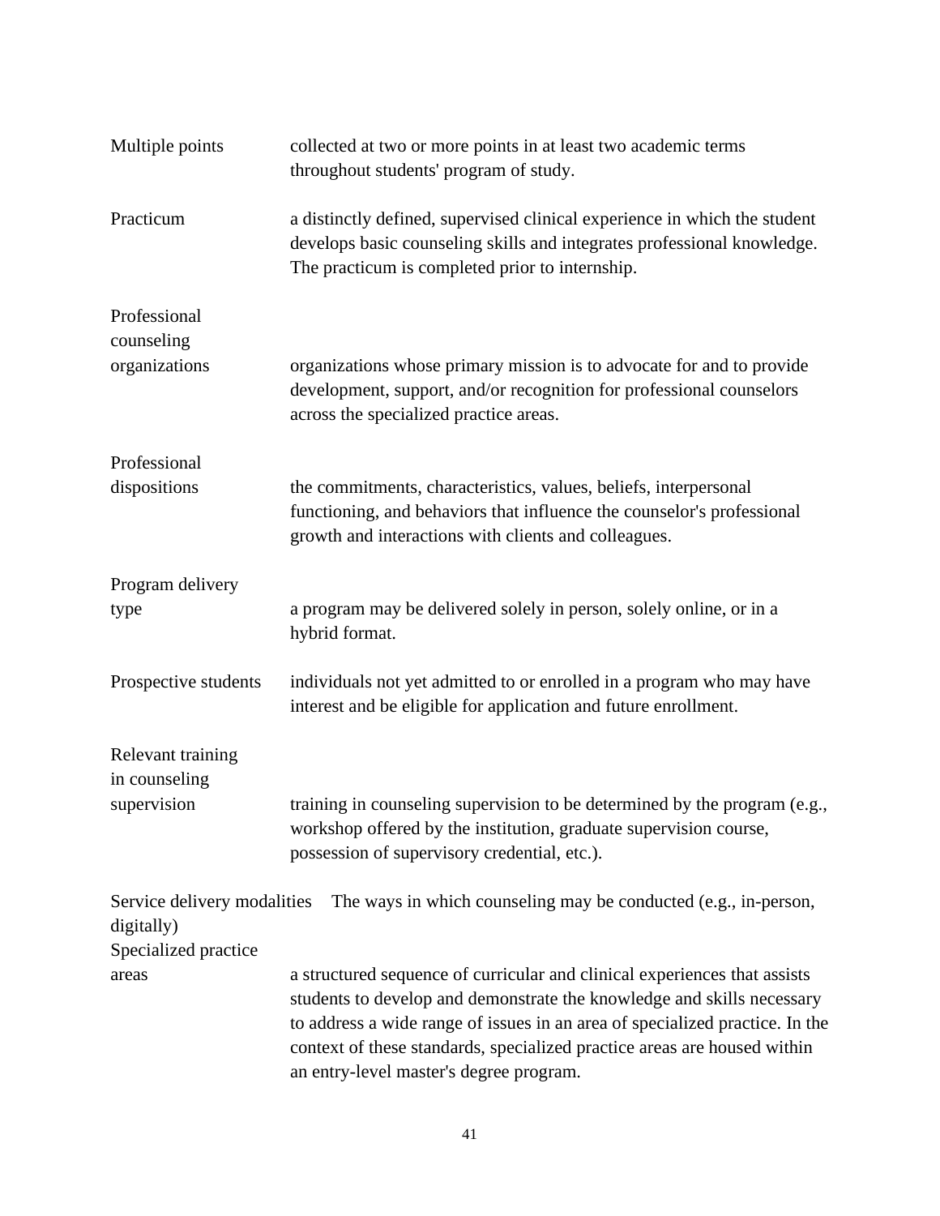| | |
|---|---|
| Multiple points | collected at two or more points in at least two academic terms throughout students' program of study. |
| Practicum | a distinctly defined, supervised clinical experience in which the student develops basic counseling skills and integrates professional knowledge. The practicum is completed prior to internship. |
| Professional counseling organizations | organizations whose primary mission is to advocate for and to provide development, support, and/or recognition for professional counselors across the specialized practice areas. |
| Professional dispositions | the commitments, characteristics, values, beliefs, interpersonal functioning, and behaviors that influence the counselor's professional growth and interactions with clients and colleagues. |
| Program delivery type | a program may be delivered solely in person, solely online, or in a hybrid format. |
| Prospective students | individuals not yet admitted to or enrolled in a program who may have interest and be eligible for application and future enrollment. |
| Relevant training in counseling supervision | training in counseling supervision to be determined by the program (e.g., workshop offered by the institution, graduate supervision course, possession of supervisory credential, etc.). |
| Service delivery modalities | The ways in which counseling may be conducted (e.g., in-person, digitally) |
| Specialized practice areas | a structured sequence of curricular and clinical experiences that assists students to develop and demonstrate the knowledge and skills necessary to address a wide range of issues in an area of specialized practice. In the context of these standards, specialized practice areas are housed within an entry-level master's degree program. |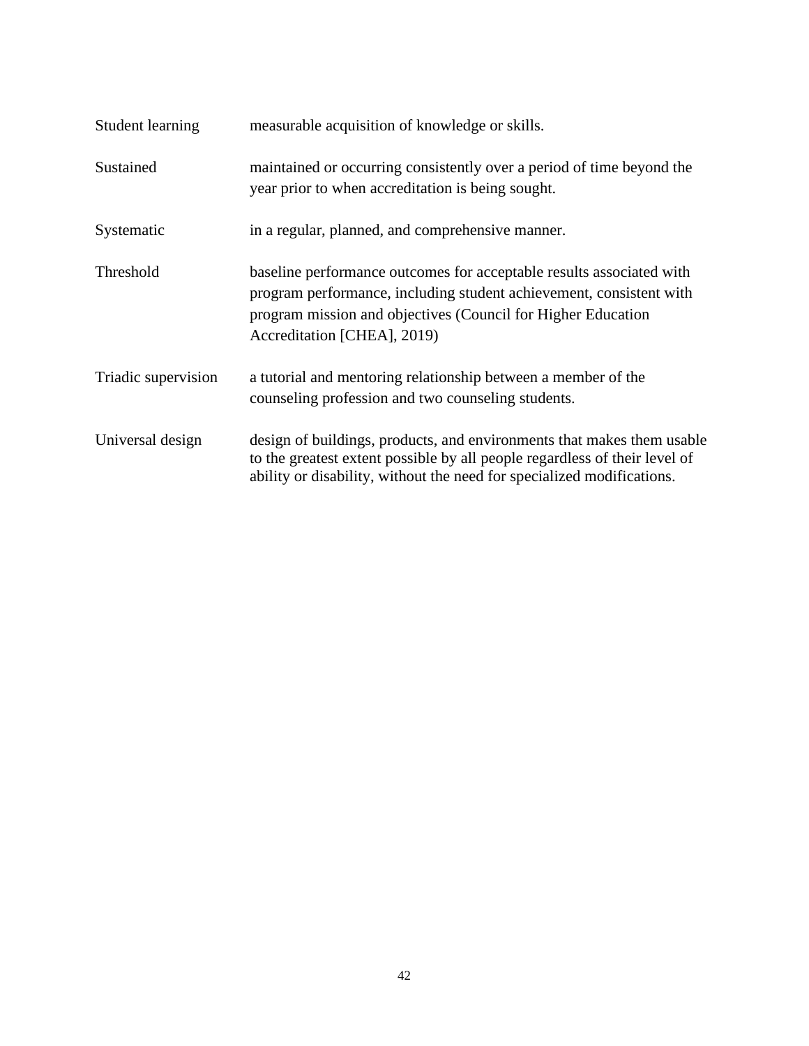| | |
|---|---|
| Student learning | measurable acquisition of knowledge or skills. |
| Sustained | maintained or occurring consistently over a period of time beyond the year prior to when accreditation is being sought. |
| Systematic | in a regular, planned, and comprehensive manner. |
| Threshold | baseline performance outcomes for acceptable results associated with program performance, including student achievement, consistent with program mission and objectives (Council for Higher Education Accreditation [CHEA], 2019) |
| Triadic supervision | a tutorial and mentoring relationship between a member of the counseling profession and two counseling students. |
| Universal design | design of buildings, products, and environments that makes them usable to the greatest extent possible by all people regardless of their level of ability or disability, without the need for specialized modifications. |